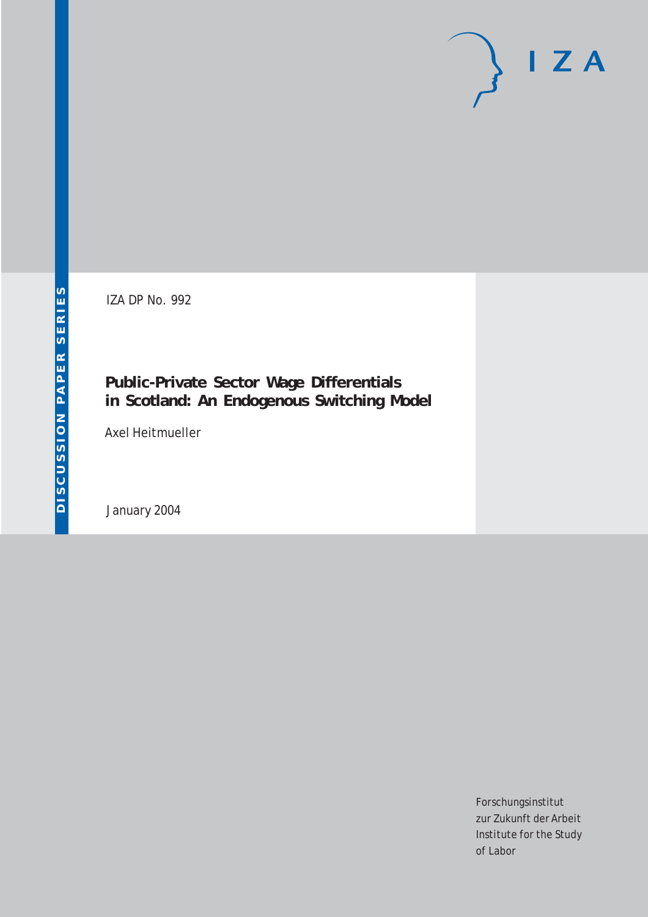DISCUSSION PAPER SERIES

IZA

IZA DP No. 992

# Public-Private Sector Wage Differentials in Scotland: An Endogenous Switching Model

Axel Heitmueller

January 2004

Forschungsinstitut
zur Zukunft der Arbeit
Institute for the Study
of Labor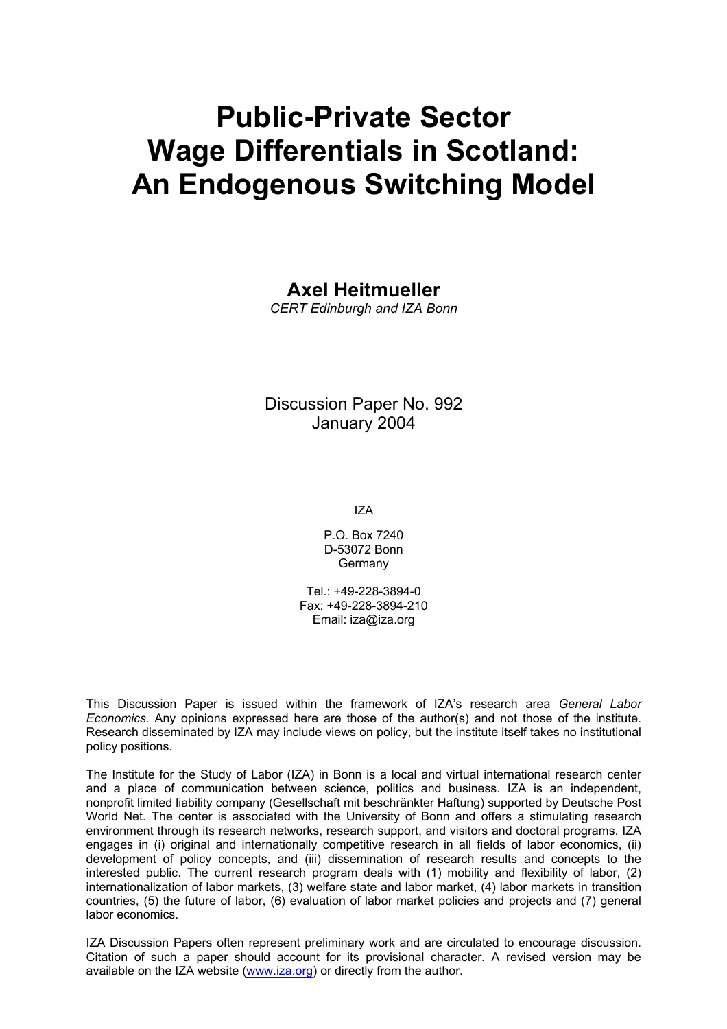# Public-Private Sector Wage Differentials in Scotland: An Endogenous Switching Model

**Axel Heitmueller**

*CERT Edinburgh and IZA Bonn*

Discussion Paper No. 992
January 2004

IZA

P.O. Box 7240
D-53072 Bonn
Germany

Tel.: +49-228-3894-0
Fax: +49-228-3894-210
Email: iza@iza.org

This Discussion Paper is issued within the framework of IZA's research area *General Labor Economics.* Any opinions expressed here are those of the author(s) and not those of the institute. Research disseminated by IZA may include views on policy, but the institute itself takes no institutional policy positions.

The Institute for the Study of Labor (IZA) in Bonn is a local and virtual international research center and a place of communication between science, politics and business. IZA is an independent, nonprofit limited liability company (Gesellschaft mit beschränkter Haftung) supported by Deutsche Post World Net. The center is associated with the University of Bonn and offers a stimulating research environment through its research networks, research support, and visitors and doctoral programs. IZA engages in (i) original and internationally competitive research in all fields of labor economics, (ii) development of policy concepts, and (iii) dissemination of research results and concepts to the interested public. The current research program deals with (1) mobility and flexibility of labor, (2) internationalization of labor markets, (3) welfare state and labor market, (4) labor markets in transition countries, (5) the future of labor, (6) evaluation of labor market policies and projects and (7) general labor economics.

IZA Discussion Papers often represent preliminary work and are circulated to encourage discussion. Citation of such a paper should account for its provisional character. A revised version may be available on the IZA website (www.iza.org) or directly from the author.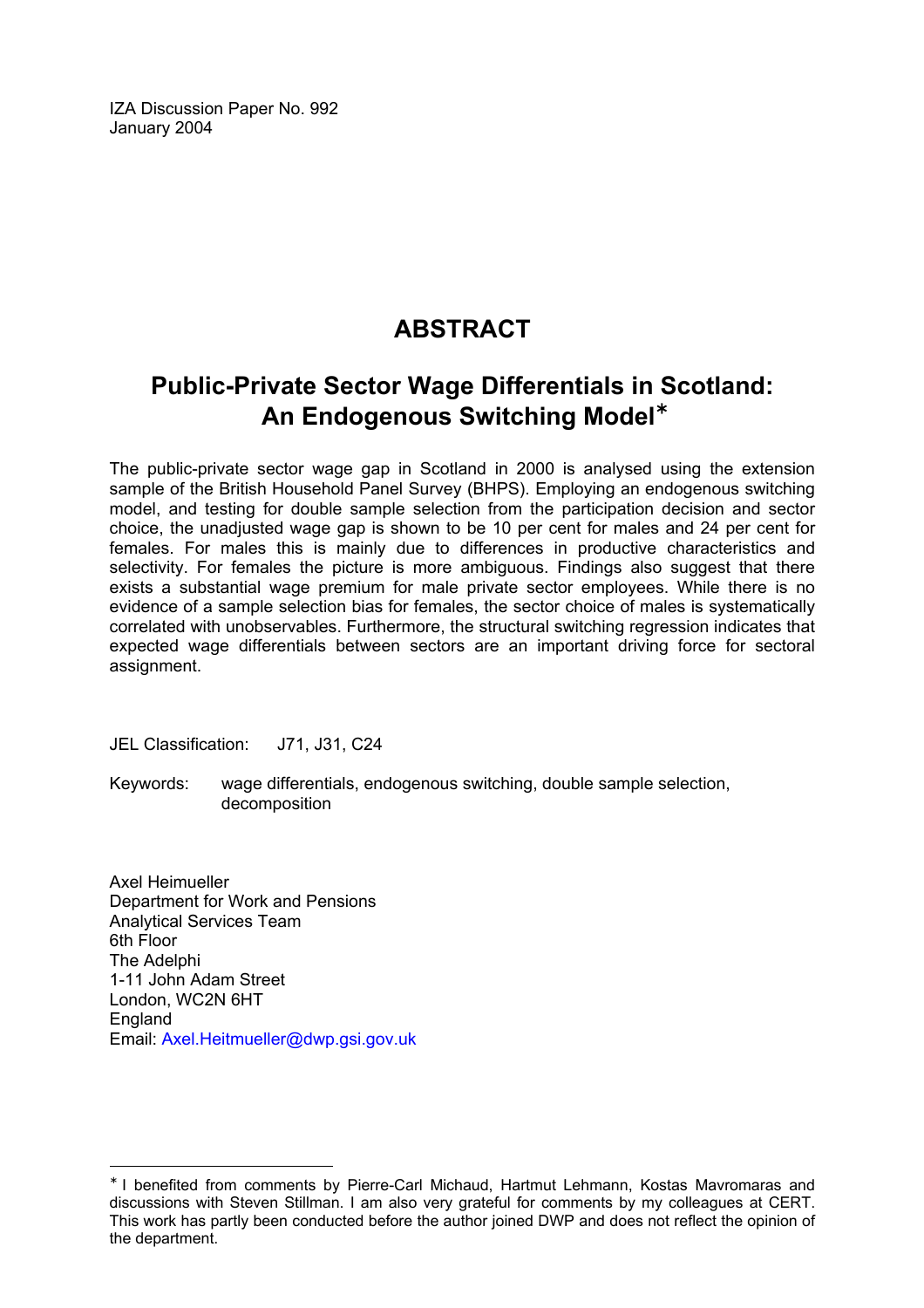IZA Discussion Paper No. 992
January 2004

# ABSTRACT

## Public-Private Sector Wage Differentials in Scotland: An Endogenous Switching Model[∗]

The public-private sector wage gap in Scotland in 2000 is analysed using the extension sample of the British Household Panel Survey (BHPS). Employing an endogenous switching model, and testing for double sample selection from the participation decision and sector choice, the unadjusted wage gap is shown to be 10 per cent for males and 24 per cent for females. For males this is mainly due to differences in productive characteristics and selectivity. For females the picture is more ambiguous. Findings also suggest that there exists a substantial wage premium for male private sector employees. While there is no evidence of a sample selection bias for females, the sector choice of males is systematically correlated with unobservables. Furthermore, the structural switching regression indicates that expected wage differentials between sectors are an important driving force for sectoral assignment.

JEL Classification: J71, J31, C24

Keywords: wage differentials, endogenous switching, double sample selection, decomposition

Axel Heimueller
Department for Work and Pensions
Analytical Services Team
6th Floor
The Adelphi
1-11 John Adam Street
London, WC2N 6HT
England
Email: Axel.Heitmueller@dwp.gsi.gov.uk

---

[∗] I benefited from comments by Pierre-Carl Michaud, Hartmut Lehmann, Kostas Mavromaras and discussions with Steven Stillman. I am also very grateful for comments by my colleagues at CERT. This work has partly been conducted before the author joined DWP and does not reflect the opinion of the department.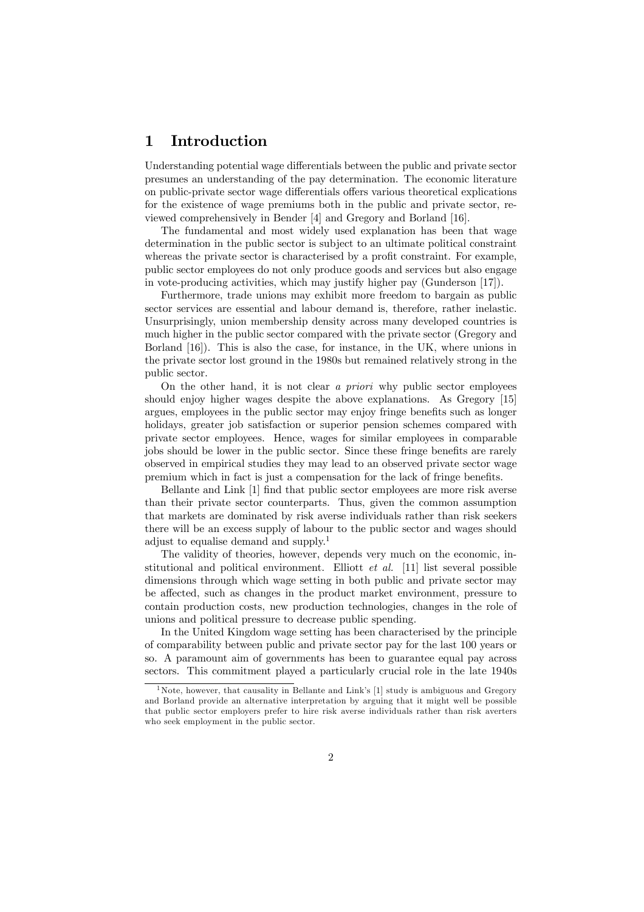# 1 Introduction

Understanding potential wage differentials between the public and private sector presumes an understanding of the pay determination. The economic literature on public-private sector wage differentials offers various theoretical explications for the existence of wage premiums both in the public and private sector, reviewed comprehensively in Bender [4] and Gregory and Borland [16].

The fundamental and most widely used explanation has been that wage determination in the public sector is subject to an ultimate political constraint whereas the private sector is characterised by a profit constraint. For example, public sector employees do not only produce goods and services but also engage in vote-producing activities, which may justify higher pay (Gunderson [17]).

Furthermore, trade unions may exhibit more freedom to bargain as public sector services are essential and labour demand is, therefore, rather inelastic. Unsurprisingly, union membership density across many developed countries is much higher in the public sector compared with the private sector (Gregory and Borland [16]). This is also the case, for instance, in the UK, where unions in the private sector lost ground in the 1980s but remained relatively strong in the public sector.

On the other hand, it is not clear *a priori* why public sector employees should enjoy higher wages despite the above explanations. As Gregory [15] argues, employees in the public sector may enjoy fringe benefits such as longer holidays, greater job satisfaction or superior pension schemes compared with private sector employees. Hence, wages for similar employees in comparable jobs should be lower in the public sector. Since these fringe benefits are rarely observed in empirical studies they may lead to an observed private sector wage premium which in fact is just a compensation for the lack of fringe benefits.

Bellante and Link [1] find that public sector employees are more risk averse than their private sector counterparts. Thus, given the common assumption that markets are dominated by risk averse individuals rather than risk seekers there will be an excess supply of labour to the public sector and wages should adjust to equalise demand and supply.[1]

The validity of theories, however, depends very much on the economic, institutional and political environment. Elliott *et al.* [11] list several possible dimensions through which wage setting in both public and private sector may be affected, such as changes in the product market environment, pressure to contain production costs, new production technologies, changes in the role of unions and political pressure to decrease public spending.

In the United Kingdom wage setting has been characterised by the principle of comparability between public and private sector pay for the last 100 years or so. A paramount aim of governments has been to guarantee equal pay across sectors. This commitment played a particularly crucial role in the late 1940s

[1] Note, however, that causality in Bellante and Link's [1] study is ambiguous and Gregory and Borland provide an alternative interpretation by arguing that it might well be possible that public sector employers prefer to hire risk averse individuals rather than risk averters who seek employment in the public sector.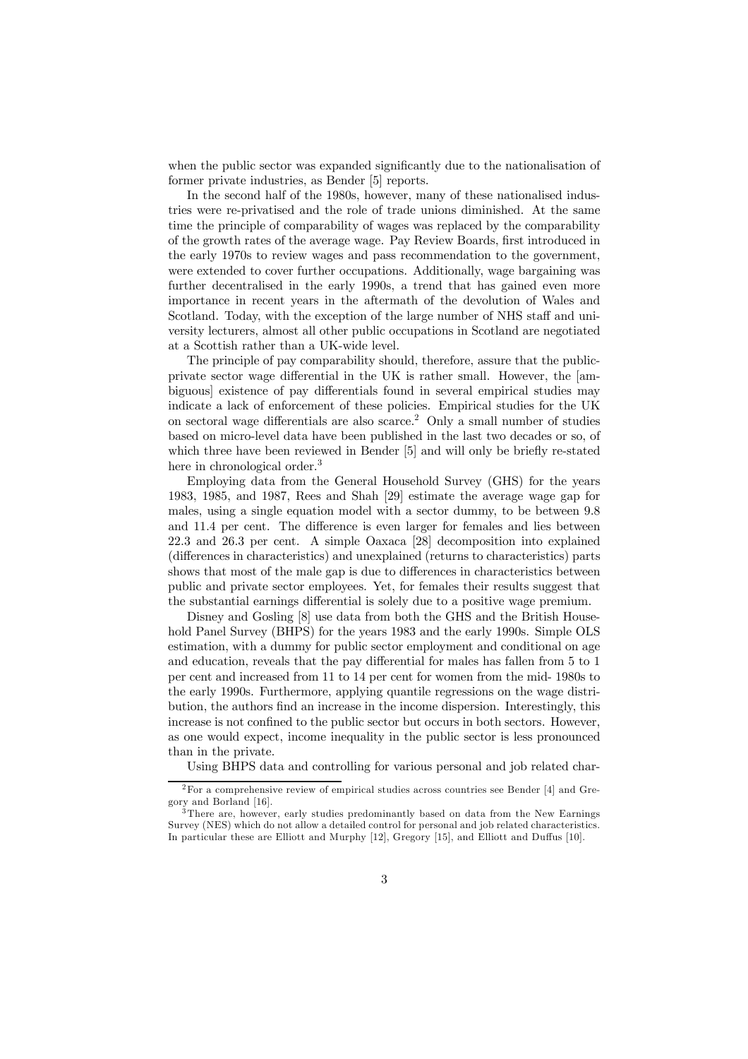when the public sector was expanded significantly due to the nationalisation of former private industries, as Bender [5] reports.

In the second half of the 1980s, however, many of these nationalised industries were re-privatised and the role of trade unions diminished. At the same time the principle of comparability of wages was replaced by the comparability of the growth rates of the average wage. Pay Review Boards, first introduced in the early 1970s to review wages and pass recommendation to the government, were extended to cover further occupations. Additionally, wage bargaining was further decentralised in the early 1990s, a trend that has gained even more importance in recent years in the aftermath of the devolution of Wales and Scotland. Today, with the exception of the large number of NHS staff and university lecturers, almost all other public occupations in Scotland are negotiated at a Scottish rather than a UK-wide level.

The principle of pay comparability should, therefore, assure that the public-private sector wage differential in the UK is rather small. However, the [ambiguous] existence of pay differentials found in several empirical studies may indicate a lack of enforcement of these policies. Empirical studies for the UK on sectoral wage differentials are also scarce.[2] Only a small number of studies based on micro-level data have been published in the last two decades or so, of which three have been reviewed in Bender [5] and will only be briefly re-stated here in chronological order.[3]

Employing data from the General Household Survey (GHS) for the years 1983, 1985, and 1987, Rees and Shah [29] estimate the average wage gap for males, using a single equation model with a sector dummy, to be between 9.8 and 11.4 per cent. The difference is even larger for females and lies between 22.3 and 26.3 per cent. A simple Oaxaca [28] decomposition into explained (differences in characteristics) and unexplained (returns to characteristics) parts shows that most of the male gap is due to differences in characteristics between public and private sector employees. Yet, for females their results suggest that the substantial earnings differential is solely due to a positive wage premium.

Disney and Gosling [8] use data from both the GHS and the British Household Panel Survey (BHPS) for the years 1983 and the early 1990s. Simple OLS estimation, with a dummy for public sector employment and conditional on age and education, reveals that the pay differential for males has fallen from 5 to 1 per cent and increased from 11 to 14 per cent for women from the mid- 1980s to the early 1990s. Furthermore, applying quantile regressions on the wage distribution, the authors find an increase in the income dispersion. Interestingly, this increase is not confined to the public sector but occurs in both sectors. However, as one would expect, income inequality in the public sector is less pronounced than in the private.

Using BHPS data and controlling for various personal and job related char-

---

[2] For a comprehensive review of empirical studies across countries see Bender [4] and Gregory and Borland [16].

[3] There are, however, early studies predominantly based on data from the New Earnings Survey (NES) which do not allow a detailed control for personal and job related characteristics. In particular these are Elliott and Murphy [12], Gregory [15], and Elliott and Duffus [10].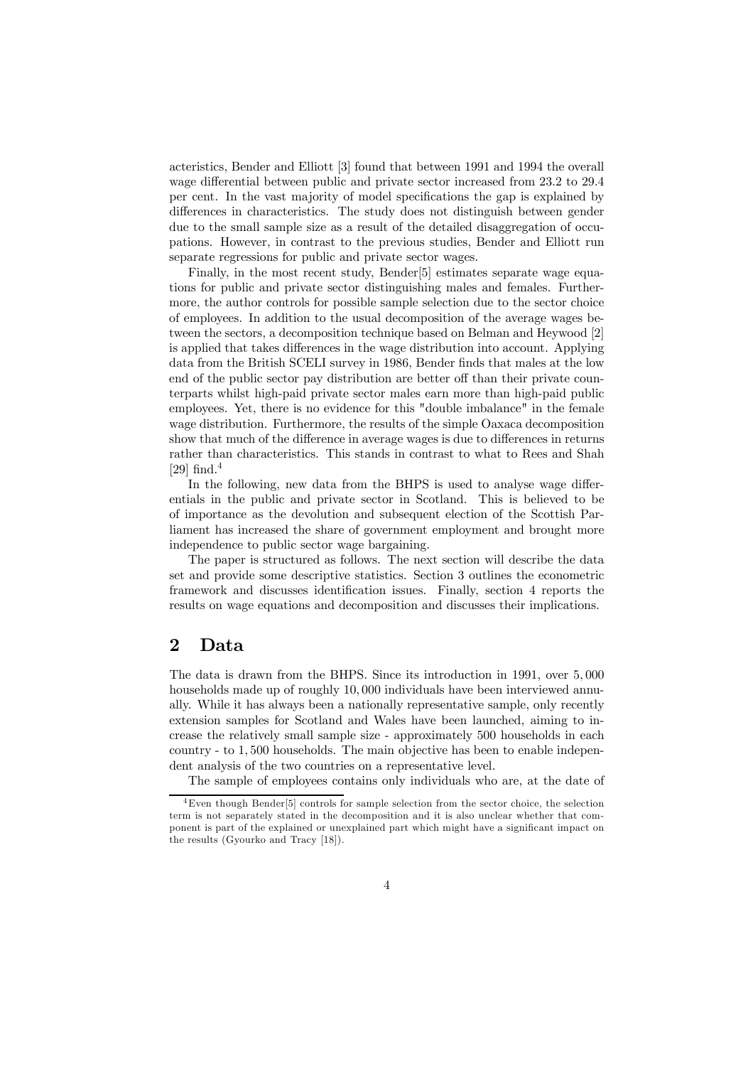acteristics, Bender and Elliott [3] found that between 1991 and 1994 the overall wage differential between public and private sector increased from 23.2 to 29.4 per cent. In the vast majority of model specifications the gap is explained by differences in characteristics. The study does not distinguish between gender due to the small sample size as a result of the detailed disaggregation of occupations. However, in contrast to the previous studies, Bender and Elliott run separate regressions for public and private sector wages.

Finally, in the most recent study, Bender[5] estimates separate wage equations for public and private sector distinguishing males and females. Furthermore, the author controls for possible sample selection due to the sector choice of employees. In addition to the usual decomposition of the average wages between the sectors, a decomposition technique based on Belman and Heywood [2] is applied that takes differences in the wage distribution into account. Applying data from the British SCELI survey in 1986, Bender finds that males at the low end of the public sector pay distribution are better off than their private counterparts whilst high-paid private sector males earn more than high-paid public employees. Yet, there is no evidence for this "double imbalance" in the female wage distribution. Furthermore, the results of the simple Oaxaca decomposition show that much of the difference in average wages is due to differences in returns rather than characteristics. This stands in contrast to what to Rees and Shah [29] find.[4]

In the following, new data from the BHPS is used to analyse wage differentials in the public and private sector in Scotland. This is believed to be of importance as the devolution and subsequent election of the Scottish Parliament has increased the share of government employment and brought more independence to public sector wage bargaining.

The paper is structured as follows. The next section will describe the data set and provide some descriptive statistics. Section 3 outlines the econometric framework and discusses identification issues. Finally, section 4 reports the results on wage equations and decomposition and discusses their implications.

## 2 Data

The data is drawn from the BHPS. Since its introduction in 1991, over 5,000 households made up of roughly 10,000 individuals have been interviewed annually. While it has always been a nationally representative sample, only recently extension samples for Scotland and Wales have been launched, aiming to increase the relatively small sample size - approximately 500 households in each country - to 1,500 households. The main objective has been to enable independent analysis of the two countries on a representative level.

The sample of employees contains only individuals who are, at the date of

---

[4] Even though Bender[5] controls for sample selection from the sector choice, the selection term is not separately stated in the decomposition and it is also unclear whether that component is part of the explained or unexplained part which might have a significant impact on the results (Gyourko and Tracy [18]).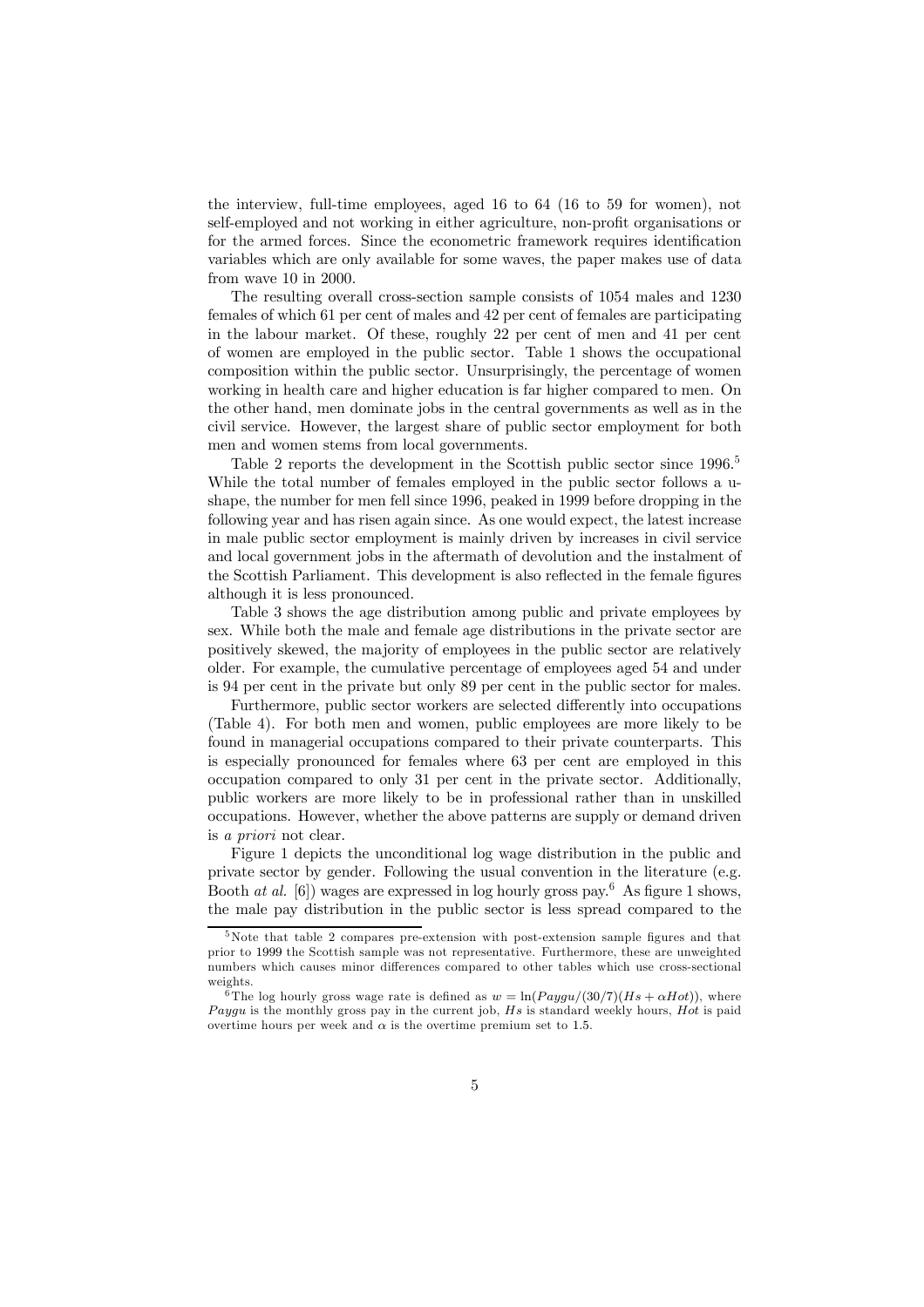the interview, full-time employees, aged 16 to 64 (16 to 59 for women), not self-employed and not working in either agriculture, non-profit organisations or for the armed forces. Since the econometric framework requires identification variables which are only available for some waves, the paper makes use of data from wave 10 in 2000.

The resulting overall cross-section sample consists of 1054 males and 1230 females of which 61 per cent of males and 42 per cent of females are participating in the labour market. Of these, roughly 22 per cent of men and 41 per cent of women are employed in the public sector. Table 1 shows the occupational composition within the public sector. Unsurprisingly, the percentage of women working in health care and higher education is far higher compared to men. On the other hand, men dominate jobs in the central governments as well as in the civil service. However, the largest share of public sector employment for both men and women stems from local governments.

Table 2 reports the development in the Scottish public sector since 1996.[5] While the total number of females employed in the public sector follows a u-shape, the number for men fell since 1996, peaked in 1999 before dropping in the following year and has risen again since. As one would expect, the latest increase in male public sector employment is mainly driven by increases in civil service and local government jobs in the aftermath of devolution and the instalment of the Scottish Parliament. This development is also reflected in the female figures although it is less pronounced.

Table 3 shows the age distribution among public and private employees by sex. While both the male and female age distributions in the private sector are positively skewed, the majority of employees in the public sector are relatively older. For example, the cumulative percentage of employees aged 54 and under is 94 per cent in the private but only 89 per cent in the public sector for males.

Furthermore, public sector workers are selected differently into occupations (Table 4). For both men and women, public employees are more likely to be found in managerial occupations compared to their private counterparts. This is especially pronounced for females where 63 per cent are employed in this occupation compared to only 31 per cent in the private sector. Additionally, public workers are more likely to be in professional rather than in unskilled occupations. However, whether the above patterns are supply or demand driven is *a priori* not clear.

Figure 1 depicts the unconditional log wage distribution in the public and private sector by gender. Following the usual convention in the literature (e.g. Booth *at al.* [6]) wages are expressed in log hourly gross pay.[6] As figure 1 shows, the male pay distribution in the public sector is less spread compared to the

---

[5] Note that table 2 compares pre-extension with post-extension sample figures and that prior to 1999 the Scottish sample was not representative. Furthermore, these are unweighted numbers which causes minor differences compared to other tables which use cross-sectional weights.

[6] The log hourly gross wage rate is defined as $w = \ln(Paygu/(30/7)(Hs + \alpha Hot))$, where $Paygu$ is the monthly gross pay in the current job, $Hs$ is standard weekly hours, $Hot$ is paid overtime hours per week and $\alpha$ is the overtime premium set to 1.5.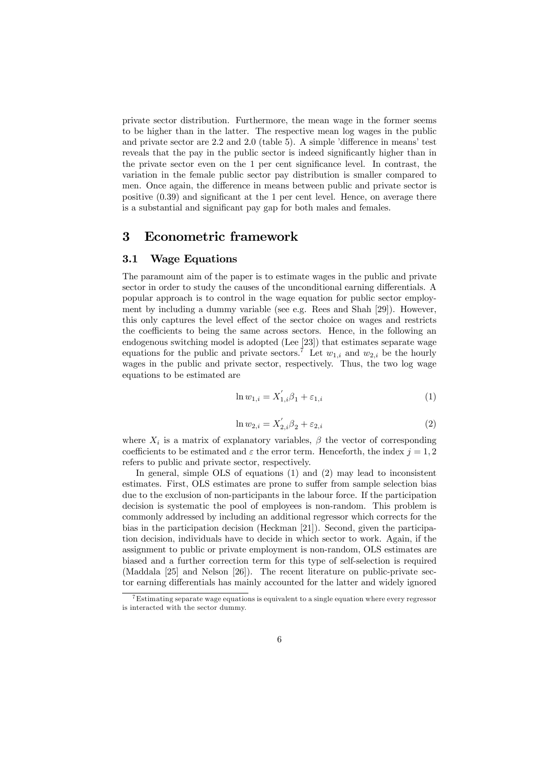private sector distribution. Furthermore, the mean wage in the former seems to be higher than in the latter. The respective mean log wages in the public and private sector are 2.2 and 2.0 (table 5). A simple 'difference in means' test reveals that the pay in the public sector is indeed significantly higher than in the private sector even on the 1 per cent significance level. In contrast, the variation in the female public sector pay distribution is smaller compared to men. Once again, the difference in means between public and private sector is positive (0.39) and significant at the 1 per cent level. Hence, on average there is a substantial and significant pay gap for both males and females.

# 3 Econometric framework

## 3.1 Wage Equations

The paramount aim of the paper is to estimate wages in the public and private sector in order to study the causes of the unconditional earning differentials. A popular approach is to control in the wage equation for public sector employment by including a dummy variable (see e.g. Rees and Shah [29]). However, this only captures the level effect of the sector choice on wages and restricts the coefficients to being the same across sectors. Hence, in the following an endogenous switching model is adopted (Lee [23]) that estimates separate wage equations for the public and private sectors.[7] Let $w_{1,i}$ and $w_{2,i}$ be the hourly wages in the public and private sector, respectively. Thus, the two log wage equations to be estimated are

$$\ln w_{1,i} = X_{1,i}^{'}\beta_1 + \varepsilon_{1,i} \tag{1}$$

$$\ln w_{2,i} = X_{2,i}^{'}\beta_2 + \varepsilon_{2,i} \tag{2}$$

where $X_i$ is a matrix of explanatory variables, $\beta$ the vector of corresponding coefficients to be estimated and $\varepsilon$ the error term. Henceforth, the index $j = 1, 2$ refers to public and private sector, respectively.

In general, simple OLS of equations (1) and (2) may lead to inconsistent estimates. First, OLS estimates are prone to suffer from sample selection bias due to the exclusion of non-participants in the labour force. If the participation decision is systematic the pool of employees is non-random. This problem is commonly addressed by including an additional regressor which corrects for the bias in the participation decision (Heckman [21]). Second, given the participation decision, individuals have to decide in which sector to work. Again, if the assignment to public or private employment is non-random, OLS estimates are biased and a further correction term for this type of self-selection is required (Maddala [25] and Nelson [26]). The recent literature on public-private sector earning differentials has mainly accounted for the latter and widely ignored

[7] Estimating separate wage equations is equivalent to a single equation where every regressor is interacted with the sector dummy.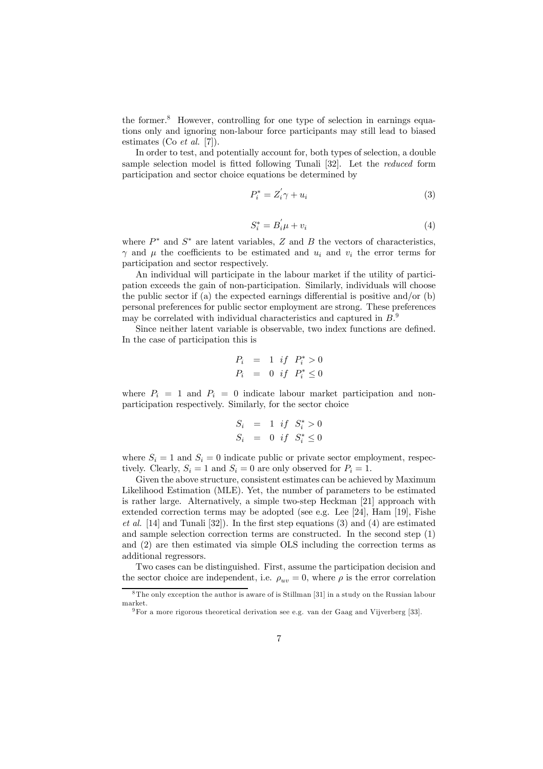the former.[8] However, controlling for one type of selection in earnings equations only and ignoring non-labour force participants may still lead to biased estimates (Co *et al.* [7]).

In order to test, and potentially account for, both types of selection, a double sample selection model is fitted following Tunali [32]. Let the *reduced* form participation and sector choice equations be determined by

$$P_i^* = Z_i^{'}\gamma + u_i \tag{3}$$

$$S_i^* = B_i^{'}\mu + v_i \tag{4}$$

where $P^*$ and $S^*$ are latent variables, $Z$ and $B$ the vectors of characteristics, $\gamma$ and $\mu$ the coefficients to be estimated and $u_i$ and $v_i$ the error terms for participation and sector respectively.

An individual will participate in the labour market if the utility of participation exceeds the gain of non-participation. Similarly, individuals will choose the public sector if (a) the expected earnings differential is positive and/or (b) personal preferences for public sector employment are strong. These preferences may be correlated with individual characteristics and captured in $B$.[9]

Since neither latent variable is observable, two index functions are defined. In the case of participation this is

$$\begin{aligned} P_i &= 1 \ \ if \ \ P_i^* > 0 \\ P_i &= 0 \ \ if \ \ P_i^* \leq 0 \end{aligned}$$

where $P_i = 1$ and $P_i = 0$ indicate labour market participation and non-participation respectively. Similarly, for the sector choice

$$\begin{aligned} S_i &= 1 \ \ if \ \ S_i^* > 0 \\ S_i &= 0 \ \ if \ \ S_i^* \leq 0 \end{aligned}$$

where $S_i = 1$ and $S_i = 0$ indicate public or private sector employment, respectively. Clearly, $S_i = 1$ and $S_i = 0$ are only observed for $P_i = 1$.

Given the above structure, consistent estimates can be achieved by Maximum Likelihood Estimation (MLE). Yet, the number of parameters to be estimated is rather large. Alternatively, a simple two-step Heckman [21] approach with extended correction terms may be adopted (see e.g. Lee [24], Ham [19], Fishe *et al.* [14] and Tunali [32]). In the first step equations (3) and (4) are estimated and sample selection correction terms are constructed. In the second step (1) and (2) are then estimated via simple OLS including the correction terms as additional regressors.

Two cases can be distinguished. First, assume the participation decision and the sector choice are independent, i.e. $\rho_{uv} = 0$, where $\rho$ is the error correlation

[8] The only exception the author is aware of is Stillman [31] in a study on the Russian labour market.

[9] For a more rigorous theoretical derivation see e.g. van der Gaag and Vijverberg [33].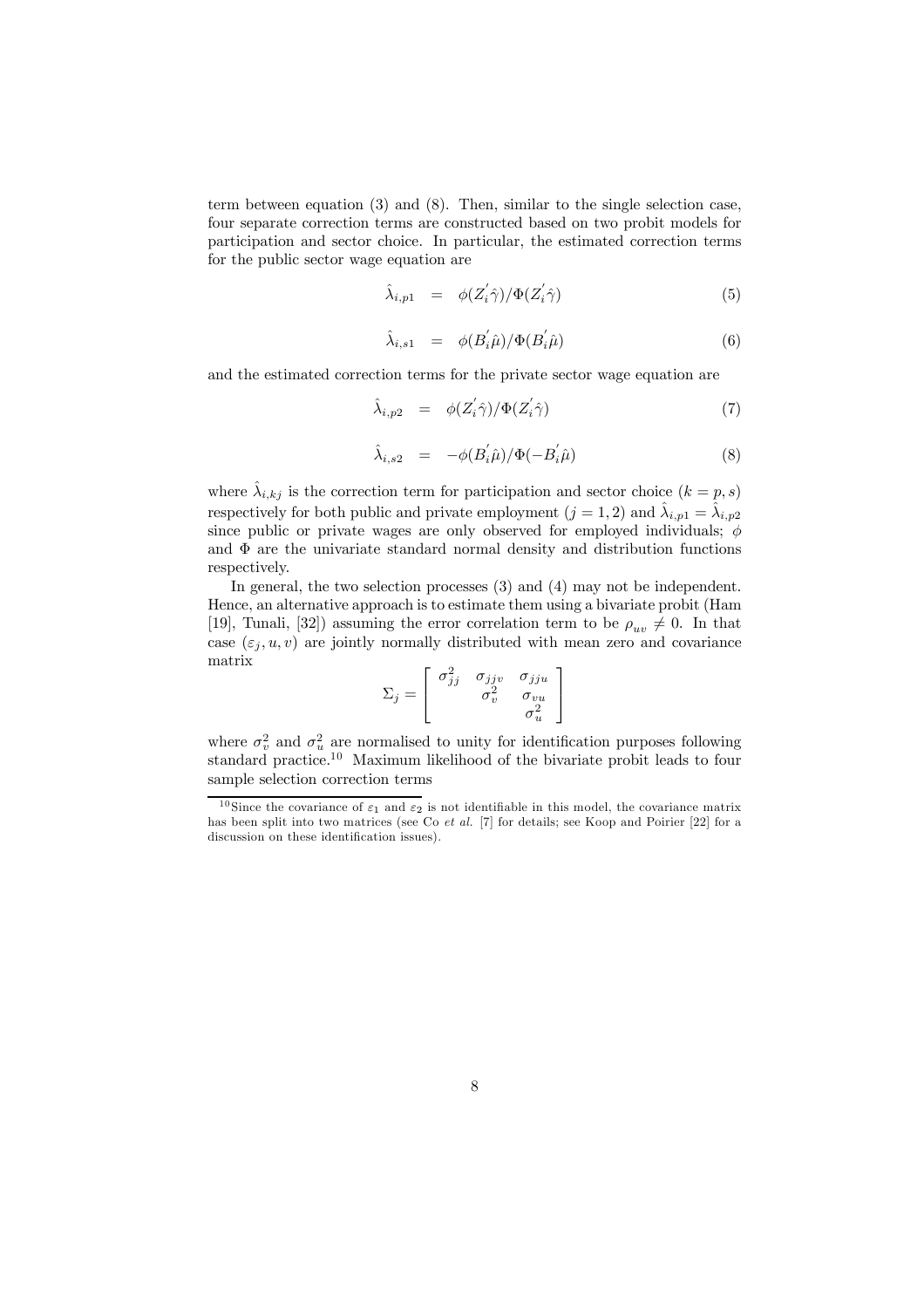term between equation (3) and (8). Then, similar to the single selection case, four separate correction terms are constructed based on two probit models for participation and sector choice. In particular, the estimated correction terms for the public sector wage equation are

$$\hat{\lambda}_{i,p1} = \phi(Z_i^{'}\hat{\gamma})/\Phi(Z_i^{'}\hat{\gamma}) \tag{5}$$

$$\hat{\lambda}_{i,s1} = \phi(B_i^{'}\hat{\mu})/\Phi(B_i^{'}\hat{\mu}) \tag{6}$$

and the estimated correction terms for the private sector wage equation are

$$\hat{\lambda}_{i,p2} = \phi(Z_i^{'}\hat{\gamma})/\Phi(Z_i^{'}\hat{\gamma}) \tag{7}$$

$$\hat{\lambda}_{i,s2} = -\phi(B_i^{'}\hat{\mu})/\Phi(-B_i^{'}\hat{\mu}) \tag{8}$$

where $\hat{\lambda}_{i,kj}$ is the correction term for participation and sector choice ($k = p, s$) respectively for both public and private employment ($j = 1, 2$) and $\hat{\lambda}_{i,p1} = \hat{\lambda}_{i,p2}$ since public or private wages are only observed for employed individuals; $\phi$ and $\Phi$ are the univariate standard normal density and distribution functions respectively.

In general, the two selection processes (3) and (4) may not be independent. Hence, an alternative approach is to estimate them using a bivariate probit (Ham [19], Tunali, [32]) assuming the error correlation term to be $\rho_{uv} \neq 0$. In that case $(\varepsilon_j, u, v)$ are jointly normally distributed with mean zero and covariance matrix

$$\Sigma_j = \begin{bmatrix} \sigma_{jj}^2 & \sigma_{jjv} & \sigma_{jju} \\ & \sigma_v^2 & \sigma_{vu} \\ & & \sigma_u^2 \end{bmatrix}$$

where $\sigma_v^2$ and $\sigma_u^2$ are normalised to unity for identification purposes following standard practice.[10] Maximum likelihood of the bivariate probit leads to four sample selection correction terms

[10] Since the covariance of $\varepsilon_1$ and $\varepsilon_2$ is not identifiable in this model, the covariance matrix has been split into two matrices (see Co *et al.* [7] for details; see Koop and Poirier [22] for a discussion on these identification issues).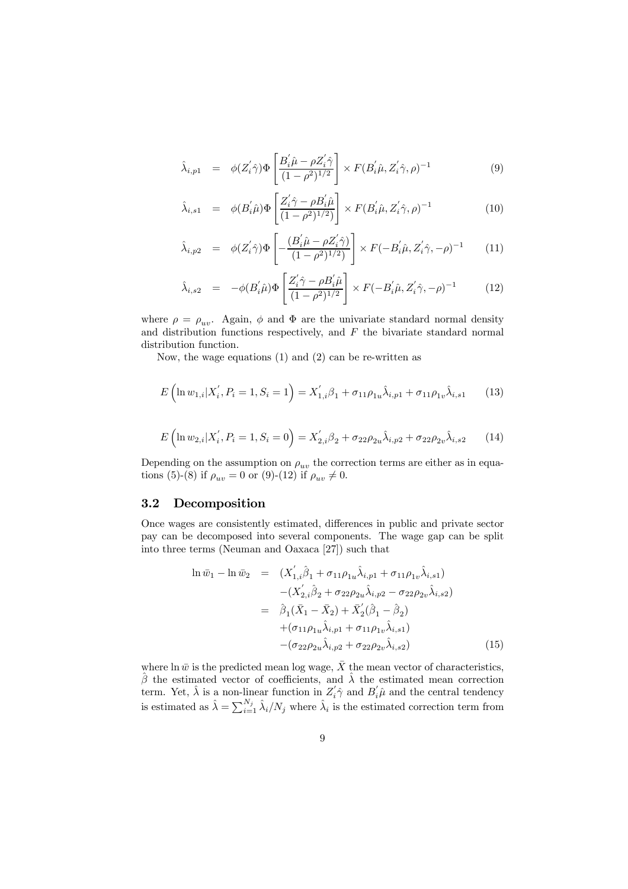$$\hat{\lambda}_{i,p1} = \phi(Z_i^{'}\hat{\gamma})\Phi\left[\frac{B_i^{'}\hat{\mu} - \rho Z_i^{'}\hat{\gamma}}{(1-\rho^2)^{1/2}}\right] \times F(B_i^{'}\hat{\mu}, Z_i^{'}\hat{\gamma}, \rho)^{-1} \quad (9)$$

$$\hat{\lambda}_{i,s1} = \phi(B_i^{'}\hat{\mu})\Phi\left[\frac{Z_i^{'}\hat{\gamma} - \rho B_i^{'}\hat{\mu}}{(1-\rho^2)^{1/2})}\right] \times F(B_i^{'}\hat{\mu}, Z_i^{'}\hat{\gamma}, \rho)^{-1} \quad (10)$$

$$\hat{\lambda}_{i,p2} = \phi(Z_i^{'}\hat{\gamma})\Phi\left[-\frac{(B_i^{'}\hat{\mu} - \rho Z_i^{'}\hat{\gamma})}{(1-\rho^2)^{1/2})}\right] \times F(-B_i^{'}\hat{\mu}, Z_i^{'}\hat{\gamma}, -\rho)^{-1} \quad (11)$$

$$\hat{\lambda}_{i,s2} = -\phi(B_i^{'}\hat{\mu})\Phi\left[\frac{Z_i^{'}\hat{\gamma} - \rho B_i^{'}\hat{\mu}}{(1-\rho^2)^{1/2}}\right] \times F(-B_i^{'}\hat{\mu}, Z_i^{'}\hat{\gamma}, -\rho)^{-1} \quad (12)$$

where $\rho = \rho_{uv}$. Again, $\phi$ and $\Phi$ are the univariate standard normal density and distribution functions respectively, and $F$ the bivariate standard normal distribution function.

Now, the wage equations (1) and (2) can be re-written as

$$E\left(\ln w_{1,i} | X_i^{'}, P_i = 1, S_i = 1\right) = X_{1,i}^{'}\beta_1 + \sigma_{11}\rho_{1u}\hat{\lambda}_{i,p1} + \sigma_{11}\rho_{1v}\hat{\lambda}_{i,s1} \quad (13)$$

$$E\left(\ln w_{2,i} | X_i^{'}, P_i = 1, S_i = 0\right) = X_{2,i}^{'}\beta_2 + \sigma_{22}\rho_{2u}\hat{\lambda}_{i,p2} + \sigma_{22}\rho_{2v}\hat{\lambda}_{i,s2} \quad (14)$$

Depending on the assumption on $\rho_{uv}$ the correction terms are either as in equations (5)-(8) if $\rho_{uv} = 0$ or (9)-(12) if $\rho_{uv} \neq 0$.

## 3.2 Decomposition

Once wages are consistently estimated, differences in public and private sector pay can be decomposed into several components. The wage gap can be split into three terms (Neuman and Oaxaca [27]) such that

$$\begin{aligned}
\ln \bar{w}_1 - \ln \bar{w}_2 &= (X_{1,i}^{'}\hat{\beta}_1 + \sigma_{11}\rho_{1u}\hat{\lambda}_{i,p1} + \sigma_{11}\rho_{1v}\hat{\lambda}_{i,s1}) \\
&\quad -(X_{2,i}^{'}\hat{\beta}_2 + \sigma_{22}\rho_{2u}\hat{\lambda}_{i,p2} - \sigma_{22}\rho_{2v}\hat{\lambda}_{i,s2}) \\
&= \hat{\beta}_1(\bar{X}_1 - \bar{X}_2) + \bar{X}_2^{'}(\hat{\beta}_1 - \hat{\beta}_2) \\
&\quad +(\sigma_{11}\rho_{1u}\hat{\lambda}_{i,p1} + \sigma_{11}\rho_{1v}\hat{\lambda}_{i,s1}) \\
&\quad -(\sigma_{22}\rho_{2u}\hat{\lambda}_{i,p2} + \sigma_{22}\rho_{2v}\hat{\lambda}_{i,s2})
\end{aligned} \quad (15)$$

where $\ln \bar{w}$ is the predicted mean log wage, $\bar{X}$ the mean vector of characteristics, $\hat{\beta}$ the estimated vector of coefficients, and $\hat{\lambda}$ the estimated mean correction term. Yet, $\hat{\lambda}$ is a non-linear function in $Z_i^{'}\hat{\gamma}$ and $B_i^{'}\hat{\mu}$ and the central tendency is estimated as $\hat{\lambda} = \sum_{i=1}^{N_j} \hat{\lambda}_i / N_j$ where $\hat{\lambda}_i$ is the estimated correction term from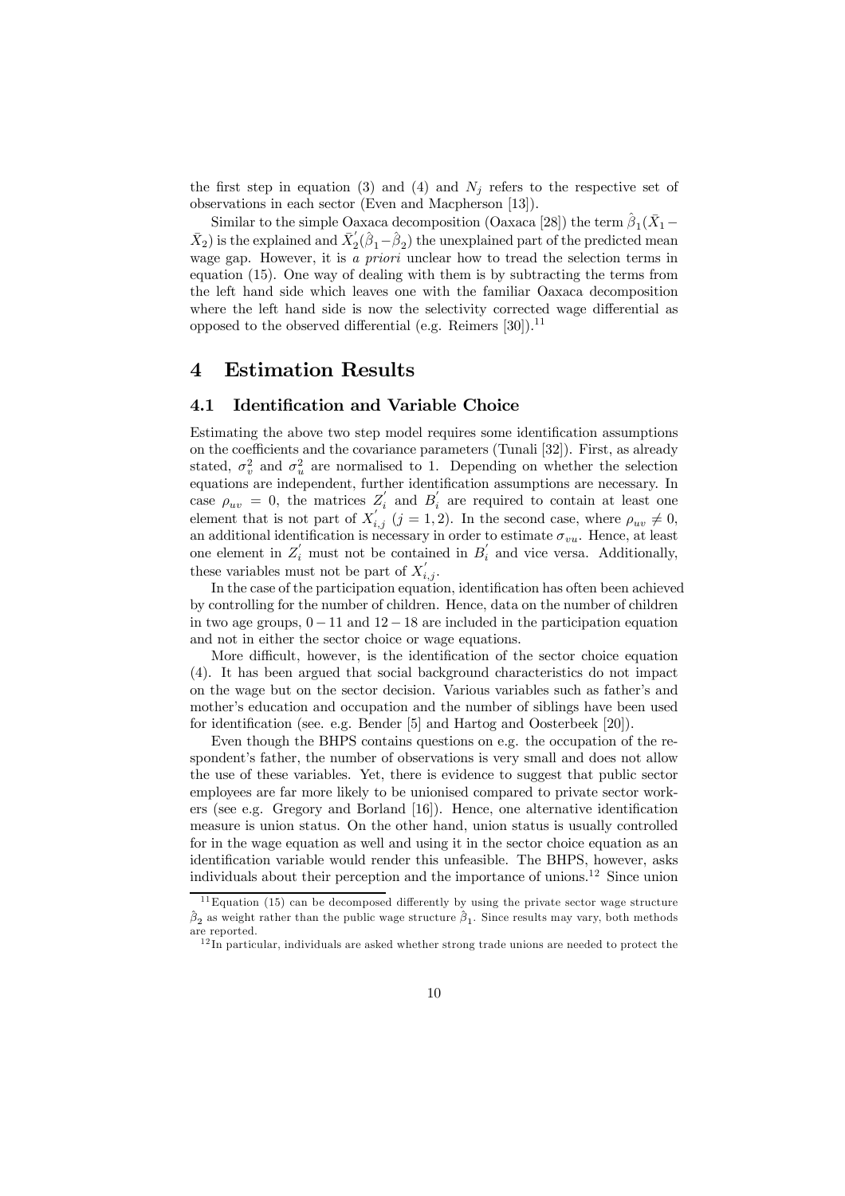the first step in equation (3) and (4) and $N_j$ refers to the respective set of observations in each sector (Even and Macpherson [13]).

Similar to the simple Oaxaca decomposition (Oaxaca [28]) the term $\hat{\beta}_1(\bar{X}_1 - \bar{X}_2)$ is the explained and $\bar{X}_2^{'}(\hat{\beta}_1 - \hat{\beta}_2)$ the unexplained part of the predicted mean wage gap. However, it is *a priori* unclear how to tread the selection terms in equation (15). One way of dealing with them is by subtracting the terms from the left hand side which leaves one with the familiar Oaxaca decomposition where the left hand side is now the selectivity corrected wage differential as opposed to the observed differential (e.g. Reimers [30]).[11]

# 4 Estimation Results

## 4.1 Identification and Variable Choice

Estimating the above two step model requires some identification assumptions on the coefficients and the covariance parameters (Tunali [32]). First, as already stated, $\sigma_v^2$ and $\sigma_u^2$ are normalised to 1. Depending on whether the selection equations are independent, further identification assumptions are necessary. In case $\rho_{uv} = 0$, the matrices $Z_i^{'}$ and $B_i^{'}$ are required to contain at least one element that is not part of $X_{i,j}^{'}$ $(j = 1, 2)$. In the second case, where $\rho_{uv} \neq 0$, an additional identification is necessary in order to estimate $\sigma_{vu}$. Hence, at least one element in $Z_i^{'}$ must not be contained in $B_i^{'}$ and vice versa. Additionally, these variables must not be part of $X_{i,j}^{'}$.

In the case of the participation equation, identification has often been achieved by controlling for the number of children. Hence, data on the number of children in two age groups, $0-11$ and $12-18$ are included in the participation equation and not in either the sector choice or wage equations.

More difficult, however, is the identification of the sector choice equation (4). It has been argued that social background characteristics do not impact on the wage but on the sector decision. Various variables such as father's and mother's education and occupation and the number of siblings have been used for identification (see. e.g. Bender [5] and Hartog and Oosterbeek [20]).

Even though the BHPS contains questions on e.g. the occupation of the respondent's father, the number of observations is very small and does not allow the use of these variables. Yet, there is evidence to suggest that public sector employees are far more likely to be unionised compared to private sector workers (see e.g. Gregory and Borland [16]). Hence, one alternative identification measure is union status. On the other hand, union status is usually controlled for in the wage equation as well and using it in the sector choice equation as an identification variable would render this unfeasible. The BHPS, however, asks individuals about their perception and the importance of unions.[12] Since union

[11] Equation (15) can be decomposed differently by using the private sector wage structure $\hat{\beta}_2$ as weight rather than the public wage structure $\hat{\beta}_1$. Since results may vary, both methods are reported.

[12] In particular, individuals are asked whether strong trade unions are needed to protect the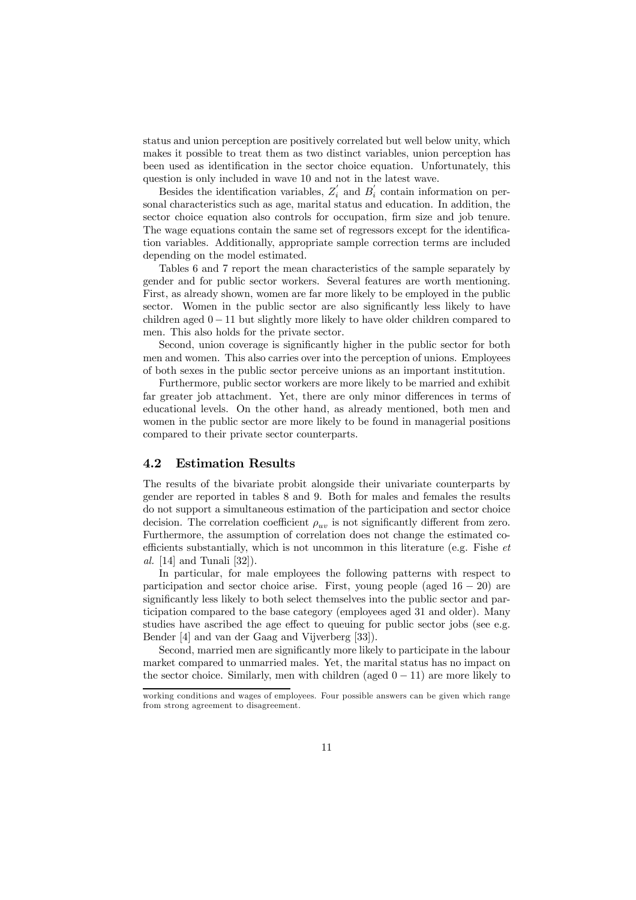status and union perception are positively correlated but well below unity, which makes it possible to treat them as two distinct variables, union perception has been used as identification in the sector choice equation. Unfortunately, this question is only included in wave 10 and not in the latest wave.

Besides the identification variables, $Z_i^{'}$ and $B_i^{'}$ contain information on personal characteristics such as age, marital status and education. In addition, the sector choice equation also controls for occupation, firm size and job tenure. The wage equations contain the same set of regressors except for the identification variables. Additionally, appropriate sample correction terms are included depending on the model estimated.

Tables 6 and 7 report the mean characteristics of the sample separately by gender and for public sector workers. Several features are worth mentioning. First, as already shown, women are far more likely to be employed in the public sector. Women in the public sector are also significantly less likely to have children aged $0-11$ but slightly more likely to have older children compared to men. This also holds for the private sector.

Second, union coverage is significantly higher in the public sector for both men and women. This also carries over into the perception of unions. Employees of both sexes in the public sector perceive unions as an important institution.

Furthermore, public sector workers are more likely to be married and exhibit far greater job attachment. Yet, there are only minor differences in terms of educational levels. On the other hand, as already mentioned, both men and women in the public sector are more likely to be found in managerial positions compared to their private sector counterparts.

## 4.2 Estimation Results

The results of the bivariate probit alongside their univariate counterparts by gender are reported in tables 8 and 9. Both for males and females the results do not support a simultaneous estimation of the participation and sector choice decision. The correlation coefficient $\rho_{uv}$ is not significantly different from zero. Furthermore, the assumption of correlation does not change the estimated coefficients substantially, which is not uncommon in this literature (e.g. Fishe *et al.* [14] and Tunali [32]).

In particular, for male employees the following patterns with respect to participation and sector choice arise. First, young people (aged $16-20$) are significantly less likely to both select themselves into the public sector and participation compared to the base category (employees aged 31 and older). Many studies have ascribed the age effect to queuing for public sector jobs (see e.g. Bender [4] and van der Gaag and Vijverberg [33]).

Second, married men are significantly more likely to participate in the labour market compared to unmarried males. Yet, the marital status has no impact on the sector choice. Similarly, men with children (aged $0-11$) are more likely to

working conditions and wages of employees. Four possible answers can be given which range from strong agreement to disagreement.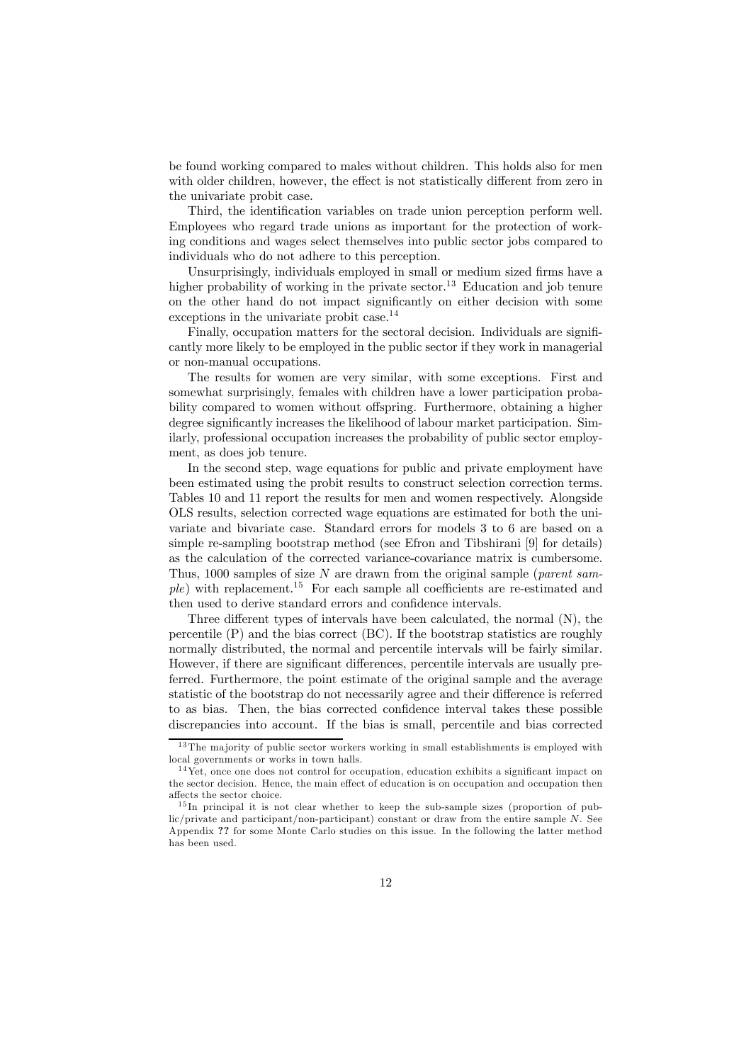be found working compared to males without children. This holds also for men with older children, however, the effect is not statistically different from zero in the univariate probit case.

Third, the identification variables on trade union perception perform well. Employees who regard trade unions as important for the protection of working conditions and wages select themselves into public sector jobs compared to individuals who do not adhere to this perception.

Unsurprisingly, individuals employed in small or medium sized firms have a higher probability of working in the private sector.[13] Education and job tenure on the other hand do not impact significantly on either decision with some exceptions in the univariate probit case.[14]

Finally, occupation matters for the sectoral decision. Individuals are significantly more likely to be employed in the public sector if they work in managerial or non-manual occupations.

The results for women are very similar, with some exceptions. First and somewhat surprisingly, females with children have a lower participation probability compared to women without offspring. Furthermore, obtaining a higher degree significantly increases the likelihood of labour market participation. Similarly, professional occupation increases the probability of public sector employment, as does job tenure.

In the second step, wage equations for public and private employment have been estimated using the probit results to construct selection correction terms. Tables 10 and 11 report the results for men and women respectively. Alongside OLS results, selection corrected wage equations are estimated for both the univariate and bivariate case. Standard errors for models 3 to 6 are based on a simple re-sampling bootstrap method (see Efron and Tibshirani [9] for details) as the calculation of the corrected variance-covariance matrix is cumbersome. Thus, 1000 samples of size $N$ are drawn from the original sample (*parent sample*) with replacement.[15] For each sample all coefficients are re-estimated and then used to derive standard errors and confidence intervals.

Three different types of intervals have been calculated, the normal (N), the percentile (P) and the bias correct (BC). If the bootstrap statistics are roughly normally distributed, the normal and percentile intervals will be fairly similar. However, if there are significant differences, percentile intervals are usually preferred. Furthermore, the point estimate of the original sample and the average statistic of the bootstrap do not necessarily agree and their difference is referred to as bias. Then, the bias corrected confidence interval takes these possible discrepancies into account. If the bias is small, percentile and bias corrected

---

[13] The majority of public sector workers working in small establishments is employed with local governments or works in town halls.

[14] Yet, once one does not control for occupation, education exhibits a significant impact on the sector decision. Hence, the main effect of education is on occupation and occupation then affects the sector choice.

[15] In principal it is not clear whether to keep the sub-sample sizes (proportion of public/private and participant/non-participant) constant or draw from the entire sample $N$. See Appendix **??** for some Monte Carlo studies on this issue. In the following the latter method has been used.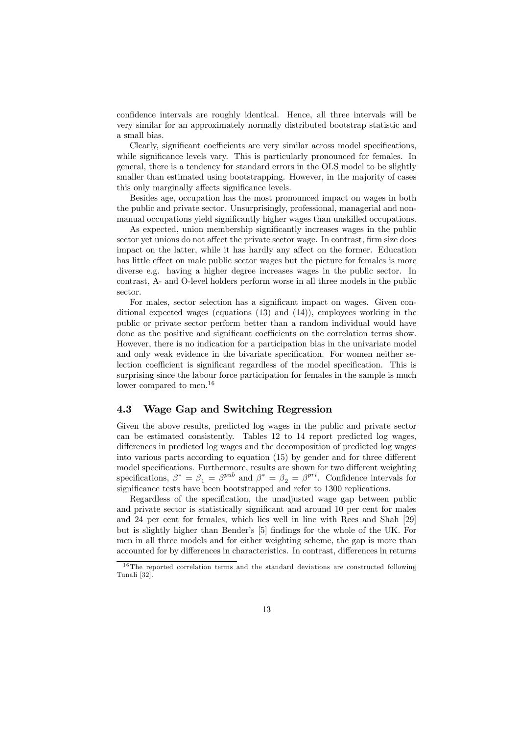confidence intervals are roughly identical. Hence, all three intervals will be very similar for an approximately normally distributed bootstrap statistic and a small bias.

Clearly, significant coefficients are very similar across model specifications, while significance levels vary. This is particularly pronounced for females. In general, there is a tendency for standard errors in the OLS model to be slightly smaller than estimated using bootstrapping. However, in the majority of cases this only marginally affects significance levels.

Besides age, occupation has the most pronounced impact on wages in both the public and private sector. Unsurprisingly, professional, managerial and non-manual occupations yield significantly higher wages than unskilled occupations.

As expected, union membership significantly increases wages in the public sector yet unions do not affect the private sector wage. In contrast, firm size does impact on the latter, while it has hardly any affect on the former. Education has little effect on male public sector wages but the picture for females is more diverse e.g. having a higher degree increases wages in the public sector. In contrast, A- and O-level holders perform worse in all three models in the public sector.

For males, sector selection has a significant impact on wages. Given conditional expected wages (equations (13) and (14)), employees working in the public or private sector perform better than a random individual would have done as the positive and significant coefficients on the correlation terms show. However, there is no indication for a participation bias in the univariate model and only weak evidence in the bivariate specification. For women neither selection coefficient is significant regardless of the model specification. This is surprising since the labour force participation for females in the sample is much lower compared to men.[16]

## 4.3 Wage Gap and Switching Regression

Given the above results, predicted log wages in the public and private sector can be estimated consistently. Tables 12 to 14 report predicted log wages, differences in predicted log wages and the decomposition of predicted log wages into various parts according to equation (15) by gender and for three different model specifications. Furthermore, results are shown for two different weighting specifications, $\beta^* = \beta_1 = \beta^{pub}$ and $\beta^* = \beta_2 = \beta^{pri}$. Confidence intervals for significance tests have been bootstrapped and refer to 1300 replications.

Regardless of the specification, the unadjusted wage gap between public and private sector is statistically significant and around 10 per cent for males and 24 per cent for females, which lies well in line with Rees and Shah [29] but is slightly higher than Bender's [5] findings for the whole of the UK. For men in all three models and for either weighting scheme, the gap is more than accounted for by differences in characteristics. In contrast, differences in returns

[16] The reported correlation terms and the standard deviations are constructed following Tunali [32].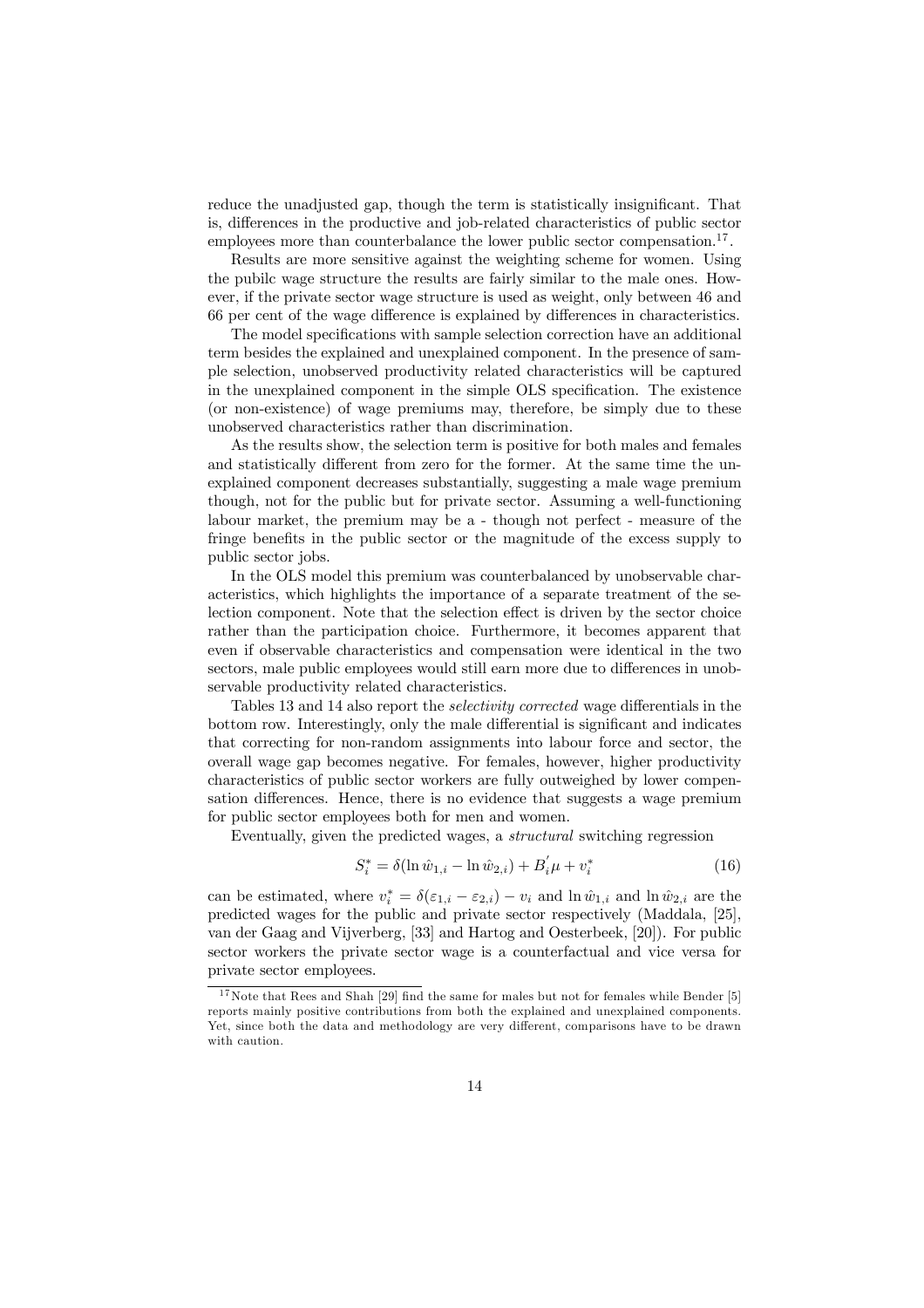reduce the unadjusted gap, though the term is statistically insignificant. That is, differences in the productive and job-related characteristics of public sector employees more than counterbalance the lower public sector compensation.[17].

Results are more sensitive against the weighting scheme for women. Using the pubilc wage structure the results are fairly similar to the male ones. However, if the private sector wage structure is used as weight, only between 46 and 66 per cent of the wage difference is explained by differences in characteristics.

The model specifications with sample selection correction have an additional term besides the explained and unexplained component. In the presence of sample selection, unobserved productivity related characteristics will be captured in the unexplained component in the simple OLS specification. The existence (or non-existence) of wage premiums may, therefore, be simply due to these unobserved characteristics rather than discrimination.

As the results show, the selection term is positive for both males and females and statistically different from zero for the former. At the same time the unexplained component decreases substantially, suggesting a male wage premium though, not for the public but for private sector. Assuming a well-functioning labour market, the premium may be a - though not perfect - measure of the fringe benefits in the public sector or the magnitude of the excess supply to public sector jobs.

In the OLS model this premium was counterbalanced by unobservable characteristics, which highlights the importance of a separate treatment of the selection component. Note that the selection effect is driven by the sector choice rather than the participation choice. Furthermore, it becomes apparent that even if observable characteristics and compensation were identical in the two sectors, male public employees would still earn more due to differences in unobservable productivity related characteristics.

Tables 13 and 14 also report the *selectivity corrected* wage differentials in the bottom row. Interestingly, only the male differential is significant and indicates that correcting for non-random assignments into labour force and sector, the overall wage gap becomes negative. For females, however, higher productivity characteristics of public sector workers are fully outweighed by lower compensation differences. Hence, there is no evidence that suggests a wage premium for public sector employees both for men and women.

Eventually, given the predicted wages, a *structural* switching regression

$$S_i^* = \delta(\ln \hat{w}_{1,i} - \ln \hat{w}_{2,i}) + B_i^{'}\mu + v_i^* \qquad (16)$$

can be estimated, where $v_i^* = \delta(\varepsilon_{1,i} - \varepsilon_{2,i}) - v_i$ and $\ln \hat{w}_{1,i}$ and $\ln \hat{w}_{2,i}$ are the predicted wages for the public and private sector respectively (Maddala, [25], van der Gaag and Vijverberg, [33] and Hartog and Oesterbeek, [20]). For public sector workers the private sector wage is a counterfactual and vice versa for private sector employees.

[17] Note that Rees and Shah [29] find the same for males but not for females while Bender [5] reports mainly positive contributions from both the explained and unexplained components. Yet, since both the data and methodology are very different, comparisons have to be drawn with caution.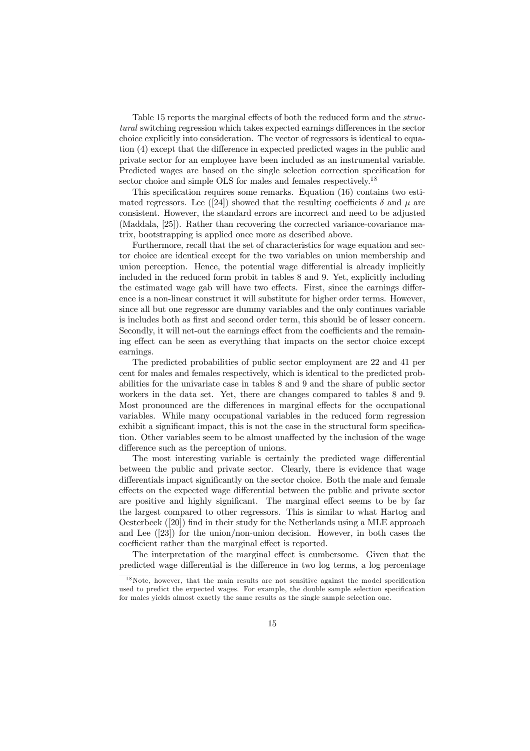Table 15 reports the marginal effects of both the reduced form and the *structural* switching regression which takes expected earnings differences in the sector choice explicitly into consideration. The vector of regressors is identical to equation (4) except that the difference in expected predicted wages in the public and private sector for an employee have been included as an instrumental variable. Predicted wages are based on the single selection correction specification for sector choice and simple OLS for males and females respectively.[18]

This specification requires some remarks. Equation (16) contains two estimated regressors. Lee ([24]) showed that the resulting coefficients $\delta$ and $\mu$ are consistent. However, the standard errors are incorrect and need to be adjusted (Maddala, [25]). Rather than recovering the corrected variance-covariance matrix, bootstrapping is applied once more as described above.

Furthermore, recall that the set of characteristics for wage equation and sector choice are identical except for the two variables on union membership and union perception. Hence, the potential wage differential is already implicitly included in the reduced form probit in tables 8 and 9. Yet, explicitly including the estimated wage gab will have two effects. First, since the earnings difference is a non-linear construct it will substitute for higher order terms. However, since all but one regressor are dummy variables and the only continues variable is includes both as first and second order term, this should be of lesser concern. Secondly, it will net-out the earnings effect from the coefficients and the remaining effect can be seen as everything that impacts on the sector choice except earnings.

The predicted probabilities of public sector employment are 22 and 41 per cent for males and females respectively, which is identical to the predicted probabilities for the univariate case in tables 8 and 9 and the share of public sector workers in the data set. Yet, there are changes compared to tables 8 and 9. Most pronounced are the differences in marginal effects for the occupational variables. While many occupational variables in the reduced form regression exhibit a significant impact, this is not the case in the structural form specification. Other variables seem to be almost unaffected by the inclusion of the wage difference such as the perception of unions.

The most interesting variable is certainly the predicted wage differential between the public and private sector. Clearly, there is evidence that wage differentials impact significantly on the sector choice. Both the male and female effects on the expected wage differential between the public and private sector are positive and highly significant. The marginal effect seems to be by far the largest compared to other regressors. This is similar to what Hartog and Oesterbeek ([20]) find in their study for the Netherlands using a MLE approach and Lee ([23]) for the union/non-union decision. However, in both cases the coefficient rather than the marginal effect is reported.

The interpretation of the marginal effect is cumbersome. Given that the predicted wage differential is the difference in two log terms, a log percentage

[18] Note, however, that the main results are not sensitive against the model specification used to predict the expected wages. For example, the double sample selection specification for males yields almost exactly the same results as the single sample selection one.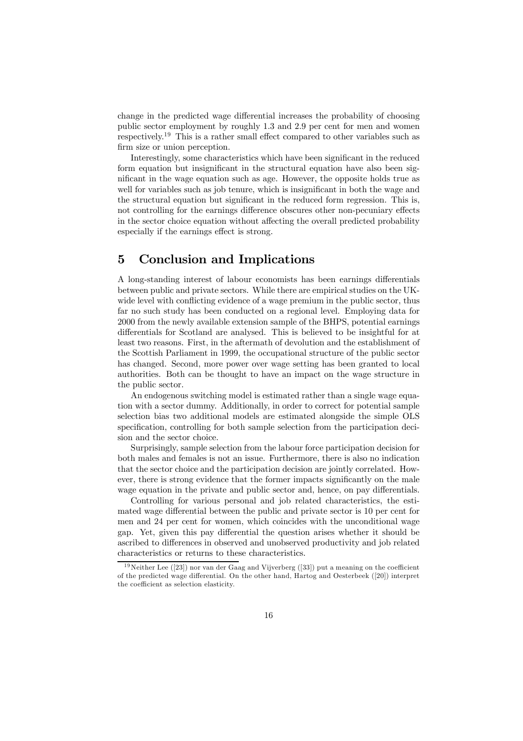change in the predicted wage differential increases the probability of choosing public sector employment by roughly 1.3 and 2.9 per cent for men and women respectively.[19] This is a rather small effect compared to other variables such as firm size or union perception.

Interestingly, some characteristics which have been significant in the reduced form equation but insignificant in the structural equation have also been significant in the wage equation such as age. However, the opposite holds true as well for variables such as job tenure, which is insignificant in both the wage and the structural equation but significant in the reduced form regression. This is, not controlling for the earnings difference obscures other non-pecuniary effects in the sector choice equation without affecting the overall predicted probability especially if the earnings effect is strong.

## 5 Conclusion and Implications

A long-standing interest of labour economists has been earnings differentials between public and private sectors. While there are empirical studies on the UK-wide level with conflicting evidence of a wage premium in the public sector, thus far no such study has been conducted on a regional level. Employing data for 2000 from the newly available extension sample of the BHPS, potential earnings differentials for Scotland are analysed. This is believed to be insightful for at least two reasons. First, in the aftermath of devolution and the establishment of the Scottish Parliament in 1999, the occupational structure of the public sector has changed. Second, more power over wage setting has been granted to local authorities. Both can be thought to have an impact on the wage structure in the public sector.

An endogenous switching model is estimated rather than a single wage equation with a sector dummy. Additionally, in order to correct for potential sample selection bias two additional models are estimated alongside the simple OLS specification, controlling for both sample selection from the participation decision and the sector choice.

Surprisingly, sample selection from the labour force participation decision for both males and females is not an issue. Furthermore, there is also no indication that the sector choice and the participation decision are jointly correlated. However, there is strong evidence that the former impacts significantly on the male wage equation in the private and public sector and, hence, on pay differentials.

Controlling for various personal and job related characteristics, the estimated wage differential between the public and private sector is 10 per cent for men and 24 per cent for women, which coincides with the unconditional wage gap. Yet, given this pay differential the question arises whether it should be ascribed to differences in observed and unobserved productivity and job related characteristics or returns to these characteristics.

[19] Neither Lee ([23]) nor van der Gaag and Vijverberg ([33]) put a meaning on the coefficient of the predicted wage differential. On the other hand, Hartog and Oesterbeek ([20]) interpret the coefficient as selection elasticity.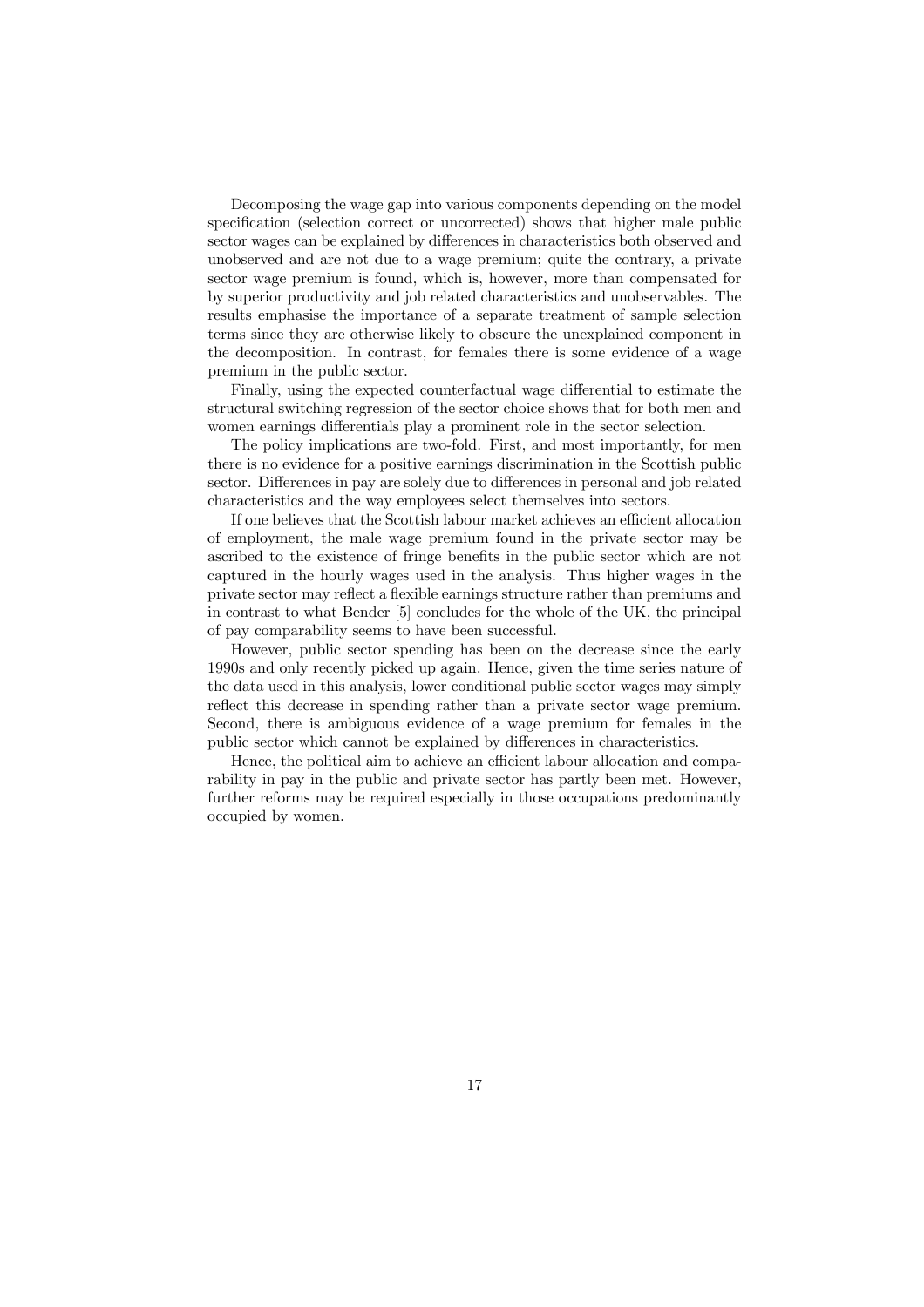Decomposing the wage gap into various components depending on the model specification (selection correct or uncorrected) shows that higher male public sector wages can be explained by differences in characteristics both observed and unobserved and are not due to a wage premium; quite the contrary, a private sector wage premium is found, which is, however, more than compensated for by superior productivity and job related characteristics and unobservables. The results emphasise the importance of a separate treatment of sample selection terms since they are otherwise likely to obscure the unexplained component in the decomposition. In contrast, for females there is some evidence of a wage premium in the public sector.

Finally, using the expected counterfactual wage differential to estimate the structural switching regression of the sector choice shows that for both men and women earnings differentials play a prominent role in the sector selection.

The policy implications are two-fold. First, and most importantly, for men there is no evidence for a positive earnings discrimination in the Scottish public sector. Differences in pay are solely due to differences in personal and job related characteristics and the way employees select themselves into sectors.

If one believes that the Scottish labour market achieves an efficient allocation of employment, the male wage premium found in the private sector may be ascribed to the existence of fringe benefits in the public sector which are not captured in the hourly wages used in the analysis. Thus higher wages in the private sector may reflect a flexible earnings structure rather than premiums and in contrast to what Bender [5] concludes for the whole of the UK, the principal of pay comparability seems to have been successful.

However, public sector spending has been on the decrease since the early 1990s and only recently picked up again. Hence, given the time series nature of the data used in this analysis, lower conditional public sector wages may simply reflect this decrease in spending rather than a private sector wage premium. Second, there is ambiguous evidence of a wage premium for females in the public sector which cannot be explained by differences in characteristics.

Hence, the political aim to achieve an efficient labour allocation and comparability in pay in the public and private sector has partly been met. However, further reforms may be required especially in those occupations predominantly occupied by women.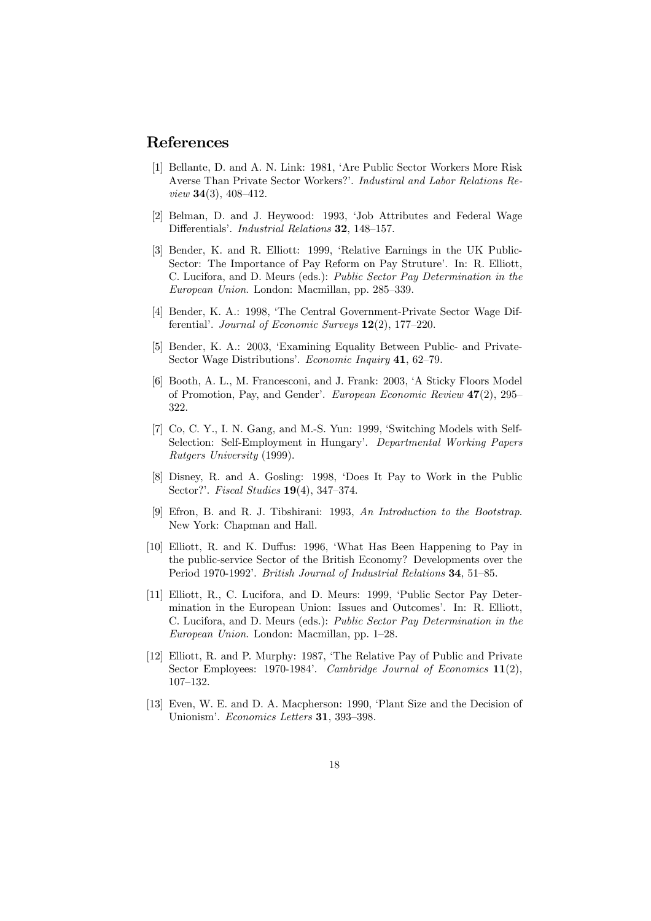# References

[1] Bellante, D. and A. N. Link: 1981, 'Are Public Sector Workers More Risk Averse Than Private Sector Workers?'. *Industiral and Labor Relations Review* **34**(3), 408–412.

[2] Belman, D. and J. Heywood: 1993, 'Job Attributes and Federal Wage Differentials'. *Industrial Relations* **32**, 148–157.

[3] Bender, K. and R. Elliott: 1999, 'Relative Earnings in the UK Public-Sector: The Importance of Pay Reform on Pay Struture'. In: R. Elliott, C. Lucifora, and D. Meurs (eds.): *Public Sector Pay Determination in the European Union*. London: Macmillan, pp. 285–339.

[4] Bender, K. A.: 1998, 'The Central Government-Private Sector Wage Differential'. *Journal of Economic Surveys* **12**(2), 177–220.

[5] Bender, K. A.: 2003, 'Examining Equality Between Public- and Private-Sector Wage Distributions'. *Economic Inquiry* **41**, 62–79.

[6] Booth, A. L., M. Francesconi, and J. Frank: 2003, 'A Sticky Floors Model of Promotion, Pay, and Gender'. *European Economic Review* **47**(2), 295–322.

[7] Co, C. Y., I. N. Gang, and M.-S. Yun: 1999, 'Switching Models with Self-Selection: Self-Employment in Hungary'. *Departmental Working Papers Rutgers University* (1999).

[8] Disney, R. and A. Gosling: 1998, 'Does It Pay to Work in the Public Sector?'. *Fiscal Studies* **19**(4), 347–374.

[9] Efron, B. and R. J. Tibshirani: 1993, *An Introduction to the Bootstrap*. New York: Chapman and Hall.

[10] Elliott, R. and K. Duffus: 1996, 'What Has Been Happening to Pay in the public-service Sector of the British Economy? Developments over the Period 1970-1992'. *British Journal of Industrial Relations* **34**, 51–85.

[11] Elliott, R., C. Lucifora, and D. Meurs: 1999, 'Public Sector Pay Determination in the European Union: Issues and Outcomes'. In: R. Elliott, C. Lucifora, and D. Meurs (eds.): *Public Sector Pay Determination in the European Union*. London: Macmillan, pp. 1–28.

[12] Elliott, R. and P. Murphy: 1987, 'The Relative Pay of Public and Private Sector Employees: 1970-1984'. *Cambridge Journal of Economics* **11**(2), 107–132.

[13] Even, W. E. and D. A. Macpherson: 1990, 'Plant Size and the Decision of Unionism'. *Economics Letters* **31**, 393–398.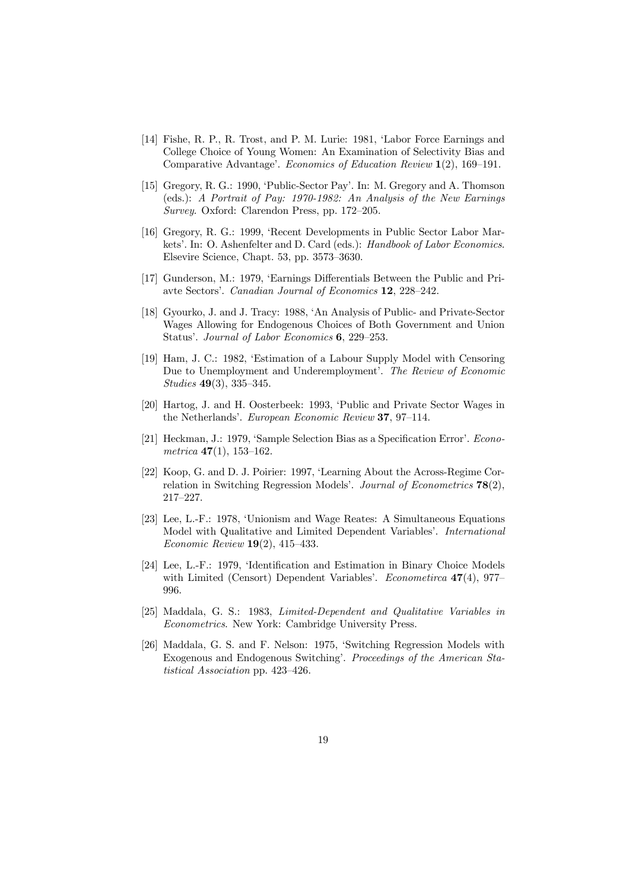[14] Fishe, R. P., R. Trost, and P. M. Lurie: 1981, 'Labor Force Earnings and College Choice of Young Women: An Examination of Selectivity Bias and Comparative Advantage'. *Economics of Education Review* **1**(2), 169–191.

[15] Gregory, R. G.: 1990, 'Public-Sector Pay'. In: M. Gregory and A. Thomson (eds.): *A Portrait of Pay: 1970-1982: An Analysis of the New Earnings Survey*. Oxford: Clarendon Press, pp. 172–205.

[16] Gregory, R. G.: 1999, 'Recent Developments in Public Sector Labor Markets'. In: O. Ashenfelter and D. Card (eds.): *Handbook of Labor Economics*. Elsevire Science, Chapt. 53, pp. 3573–3630.

[17] Gunderson, M.: 1979, 'Earnings Differentials Between the Public and Priavte Sectors'. *Canadian Journal of Economics* **12**, 228–242.

[18] Gyourko, J. and J. Tracy: 1988, 'An Analysis of Public- and Private-Sector Wages Allowing for Endogenous Choices of Both Government and Union Status'. *Journal of Labor Economics* **6**, 229–253.

[19] Ham, J. C.: 1982, 'Estimation of a Labour Supply Model with Censoring Due to Unemployment and Underemployment'. *The Review of Economic Studies* **49**(3), 335–345.

[20] Hartog, J. and H. Oosterbeek: 1993, 'Public and Private Sector Wages in the Netherlands'. *European Economic Review* **37**, 97–114.

[21] Heckman, J.: 1979, 'Sample Selection Bias as a Specification Error'. *Econometrica* **47**(1), 153–162.

[22] Koop, G. and D. J. Poirier: 1997, 'Learning About the Across-Regime Correlation in Switching Regression Models'. *Journal of Econometrics* **78**(2), 217–227.

[23] Lee, L.-F.: 1978, 'Unionism and Wage Reates: A Simultaneous Equations Model with Qualitative and Limited Dependent Variables'. *International Economic Review* **19**(2), 415–433.

[24] Lee, L.-F.: 1979, 'Identification and Estimation in Binary Choice Models with Limited (Censort) Dependent Variables'. *Econometirca* **47**(4), 977–996.

[25] Maddala, G. S.: 1983, *Limited-Dependent and Qualitative Variables in Econometrics*. New York: Cambridge University Press.

[26] Maddala, G. S. and F. Nelson: 1975, 'Switching Regression Models with Exogenous and Endogenous Switching'. *Proceedings of the American Statistical Association* pp. 423–426.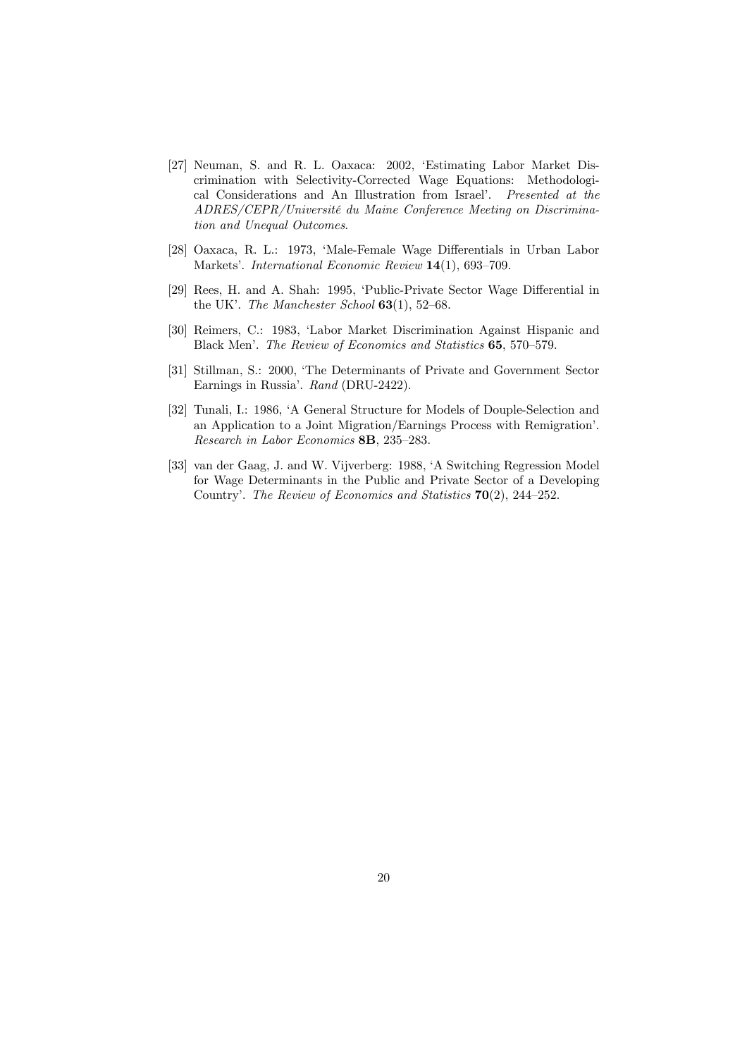[27] Neuman, S. and R. L. Oaxaca: 2002, 'Estimating Labor Market Discrimination with Selectivity-Corrected Wage Equations: Methodological Considerations and An Illustration from Israel'. *Presented at the ADRES/CEPR/Université du Maine Conference Meeting on Discrimination and Unequal Outcomes*.

[28] Oaxaca, R. L.: 1973, 'Male-Female Wage Differentials in Urban Labor Markets'. *International Economic Review* **14**(1), 693–709.

[29] Rees, H. and A. Shah: 1995, 'Public-Private Sector Wage Differential in the UK'. *The Manchester School* **63**(1), 52–68.

[30] Reimers, C.: 1983, 'Labor Market Discrimination Against Hispanic and Black Men'. *The Review of Economics and Statistics* **65**, 570–579.

[31] Stillman, S.: 2000, 'The Determinants of Private and Government Sector Earnings in Russia'. *Rand* (DRU-2422).

[32] Tunali, I.: 1986, 'A General Structure for Models of Douple-Selection and an Application to a Joint Migration/Earnings Process with Remigration'. *Research in Labor Economics* **8B**, 235–283.

[33] van der Gaag, J. and W. Vijverberg: 1988, 'A Switching Regression Model for Wage Determinants in the Public and Private Sector of a Developing Country'. *The Review of Economics and Statistics* **70**(2), 244–252.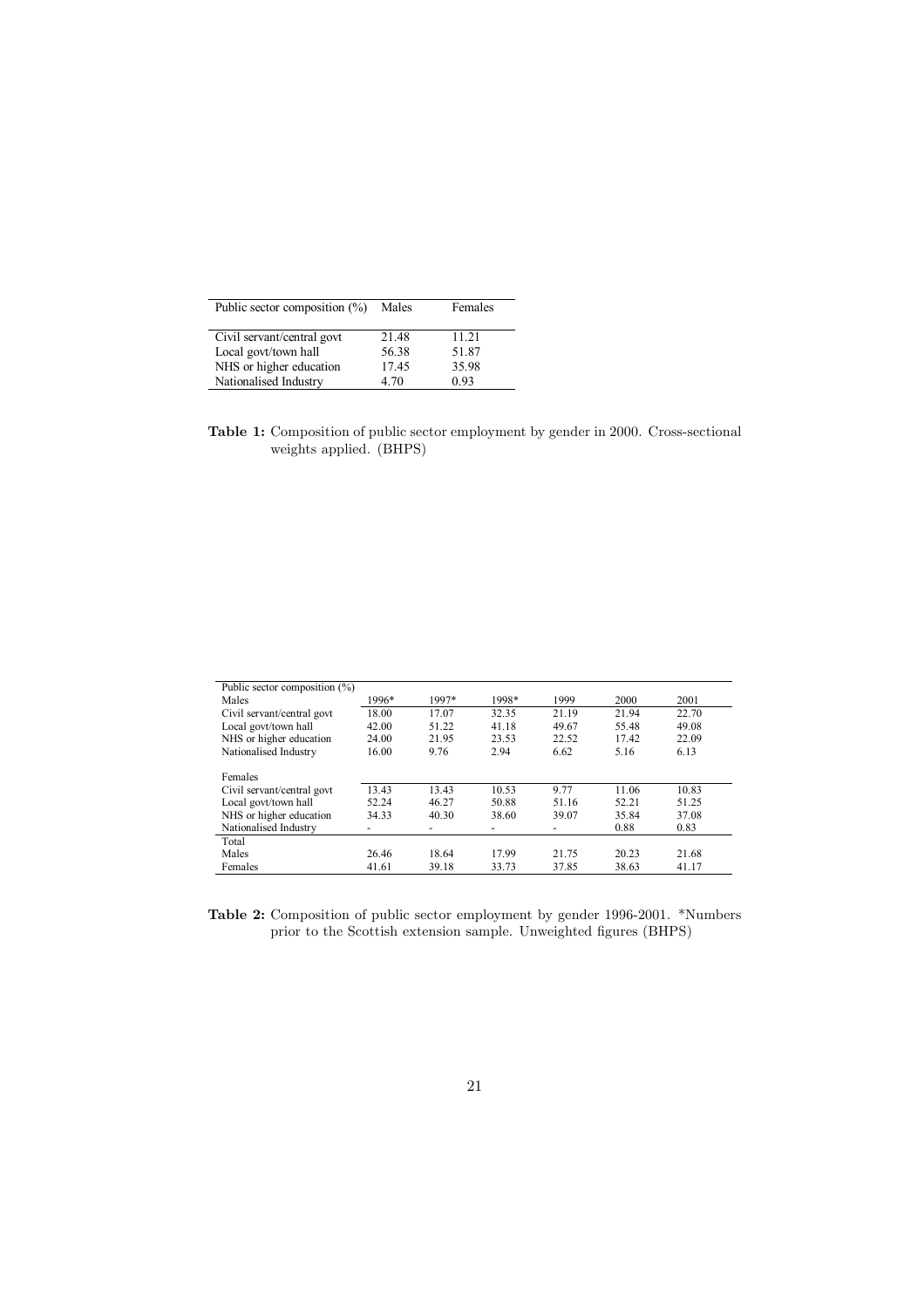| Public sector composition (%) | Males | Females |
|---|---|---|
| Civil servant/central govt | 21.48 | 11.21 |
| Local govt/town hall | 56.38 | 51.87 |
| NHS or higher education | 17.45 | 35.98 |
| Nationalised Industry | 4.70 | 0.93 |

**Table 1:** Composition of public sector employment by gender in 2000. Cross-sectional weights applied. (BHPS)

| Public sector composition (%) | | | | | | |
|---|---|---|---|---|---|---|
| Males | 1996* | 1997* | 1998* | 1999 | 2000 | 2001 |
| Civil servant/central govt | 18.00 | 17.07 | 32.35 | 21.19 | 21.94 | 22.70 |
| Local govt/town hall | 42.00 | 51.22 | 41.18 | 49.67 | 55.48 | 49.08 |
| NHS or higher education | 24.00 | 21.95 | 23.53 | 22.52 | 17.42 | 22.09 |
| Nationalised Industry | 16.00 | 9.76 | 2.94 | 6.62 | 5.16 | 6.13 |
| Females | | | | | | |
| Civil servant/central govt | 13.43 | 13.43 | 10.53 | 9.77 | 11.06 | 10.83 |
| Local govt/town hall | 52.24 | 46.27 | 50.88 | 51.16 | 52.21 | 51.25 |
| NHS or higher education | 34.33 | 40.30 | 38.60 | 39.07 | 35.84 | 37.08 |
| Nationalised Industry | - | - | - | - | 0.88 | 0.83 |
| Total | | | | | | |
| Males | 26.46 | 18.64 | 17.99 | 21.75 | 20.23 | 21.68 |
| Females | 41.61 | 39.18 | 33.73 | 37.85 | 38.63 | 41.17 |

**Table 2:** Composition of public sector employment by gender 1996-2001. *Numbers prior to the Scottish extension sample. Unweighted figures (BHPS)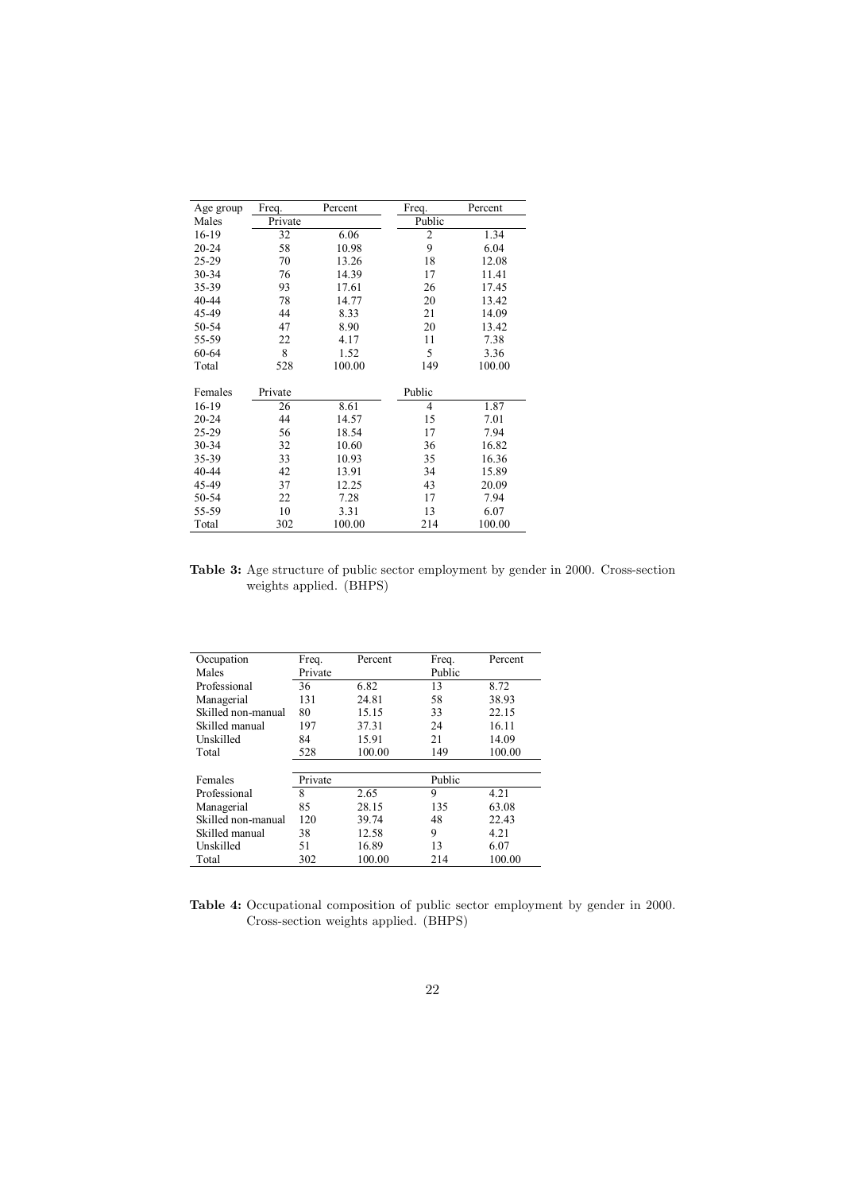| Age group | Freq. | Percent | Freq. | Percent |
|---|---|---|---|---|
| Males | Private | | Public | |
| 16-19 | 32 | 6.06 | 2 | 1.34 |
| 20-24 | 58 | 10.98 | 9 | 6.04 |
| 25-29 | 70 | 13.26 | 18 | 12.08 |
| 30-34 | 76 | 14.39 | 17 | 11.41 |
| 35-39 | 93 | 17.61 | 26 | 17.45 |
| 40-44 | 78 | 14.77 | 20 | 13.42 |
| 45-49 | 44 | 8.33 | 21 | 14.09 |
| 50-54 | 47 | 8.90 | 20 | 13.42 |
| 55-59 | 22 | 4.17 | 11 | 7.38 |
| 60-64 | 8 | 1.52 | 5 | 3.36 |
| Total | 528 | 100.00 | 149 | 100.00 |
| | | | | |
| Females | Private | | Public | |
| 16-19 | 26 | 8.61 | 4 | 1.87 |
| 20-24 | 44 | 14.57 | 15 | 7.01 |
| 25-29 | 56 | 18.54 | 17 | 7.94 |
| 30-34 | 32 | 10.60 | 36 | 16.82 |
| 35-39 | 33 | 10.93 | 35 | 16.36 |
| 40-44 | 42 | 13.91 | 34 | 15.89 |
| 45-49 | 37 | 12.25 | 43 | 20.09 |
| 50-54 | 22 | 7.28 | 17 | 7.94 |
| 55-59 | 10 | 3.31 | 13 | 6.07 |
| Total | 302 | 100.00 | 214 | 100.00 |

**Table 3:** Age structure of public sector employment by gender in 2000. Cross-section weights applied. (BHPS)

| Occupation | Freq. | Percent | Freq. | Percent |
|---|---|---|---|---|
| Males | Private | | Public | |
| Professional | 36 | 6.82 | 13 | 8.72 |
| Managerial | 131 | 24.81 | 58 | 38.93 |
| Skilled non-manual | 80 | 15.15 | 33 | 22.15 |
| Skilled manual | 197 | 37.31 | 24 | 16.11 |
| Unskilled | 84 | 15.91 | 21 | 14.09 |
| Total | 528 | 100.00 | 149 | 100.00 |
| | | | | |
| Females | Private | | Public | |
| Professional | 8 | 2.65 | 9 | 4.21 |
| Managerial | 85 | 28.15 | 135 | 63.08 |
| Skilled non-manual | 120 | 39.74 | 48 | 22.43 |
| Skilled manual | 38 | 12.58 | 9 | 4.21 |
| Unskilled | 51 | 16.89 | 13 | 6.07 |
| Total | 302 | 100.00 | 214 | 100.00 |

**Table 4:** Occupational composition of public sector employment by gender in 2000. Cross-section weights applied. (BHPS)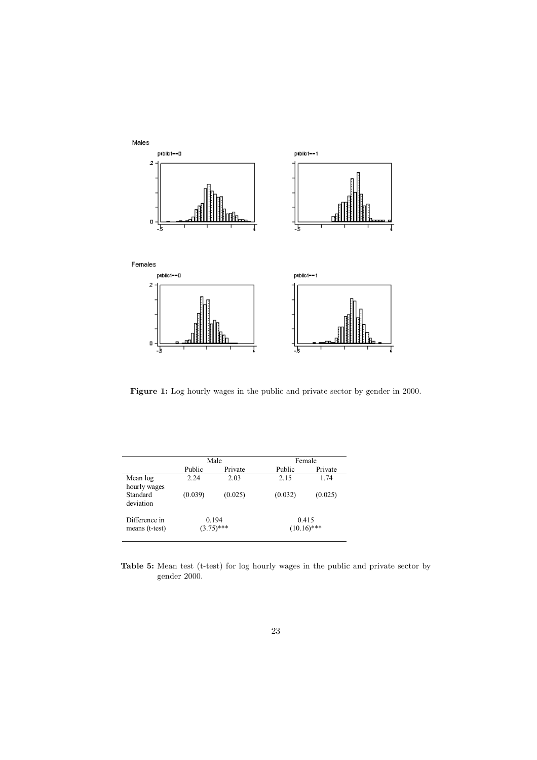**Figure 1:** Log hourly wages in the public and private sector by gender in 2000.

| | Male | | Female | |
|---|---|---|---|---|
| | Public | Private | Public | Private |
| Mean log hourly wages | 2.24 | 2.03 | 2.15 | 1.74 |
| Standard deviation | (0.039) | (0.025) | (0.032) | (0.025) |
| Difference in means (t-test) | 0.194 (3.75)*** | | 0.415 (10.16)*** | |

**Table 5:** Mean test (t-test) for log hourly wages in the public and private sector by gender 2000.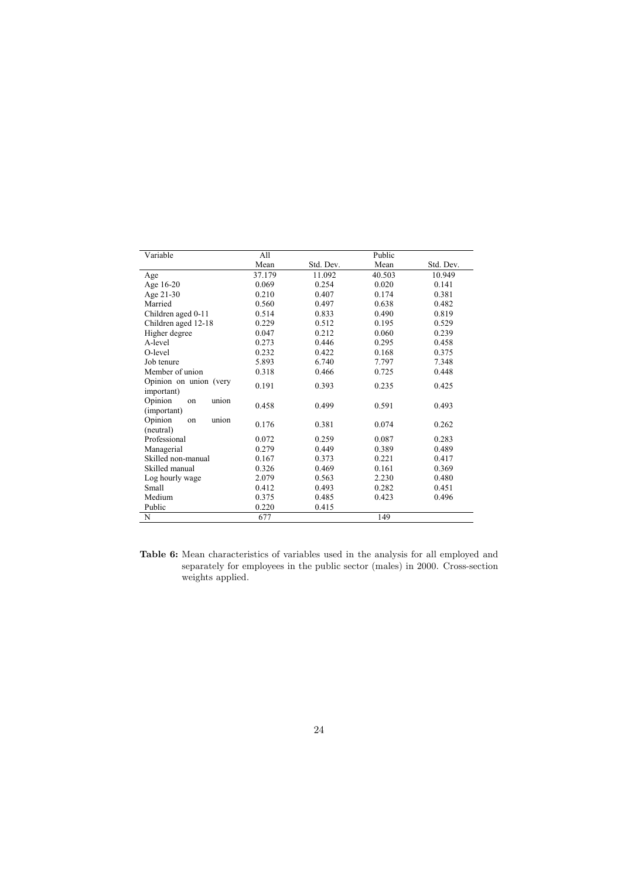| Variable | All | | Public | |
|---|---|---|---|---|
| | Mean | Std. Dev. | Mean | Std. Dev. |
| Age | 37.179 | 11.092 | 40.503 | 10.949 |
| Age 16-20 | 0.069 | 0.254 | 0.020 | 0.141 |
| Age 21-30 | 0.210 | 0.407 | 0.174 | 0.381 |
| Married | 0.560 | 0.497 | 0.638 | 0.482 |
| Children aged 0-11 | 0.514 | 0.833 | 0.490 | 0.819 |
| Children aged 12-18 | 0.229 | 0.512 | 0.195 | 0.529 |
| Higher degree | 0.047 | 0.212 | 0.060 | 0.239 |
| A-level | 0.273 | 0.446 | 0.295 | 0.458 |
| O-level | 0.232 | 0.422 | 0.168 | 0.375 |
| Job tenure | 5.893 | 6.740 | 7.797 | 7.348 |
| Member of union | 0.318 | 0.466 | 0.725 | 0.448 |
| Opinion on union (very important) | 0.191 | 0.393 | 0.235 | 0.425 |
| Opinion on union (important) | 0.458 | 0.499 | 0.591 | 0.493 |
| Opinion on union (neutral) | 0.176 | 0.381 | 0.074 | 0.262 |
| Professional | 0.072 | 0.259 | 0.087 | 0.283 |
| Managerial | 0.279 | 0.449 | 0.389 | 0.489 |
| Skilled non-manual | 0.167 | 0.373 | 0.221 | 0.417 |
| Skilled manual | 0.326 | 0.469 | 0.161 | 0.369 |
| Log hourly wage | 2.079 | 0.563 | 2.230 | 0.480 |
| Small | 0.412 | 0.493 | 0.282 | 0.451 |
| Medium | 0.375 | 0.485 | 0.423 | 0.496 |
| Public | 0.220 | 0.415 | | |
| N | 677 | | 149 | |

**Table 6:** Mean characteristics of variables used in the analysis for all employed and separately for employees in the public sector (males) in 2000. Cross-section weights applied.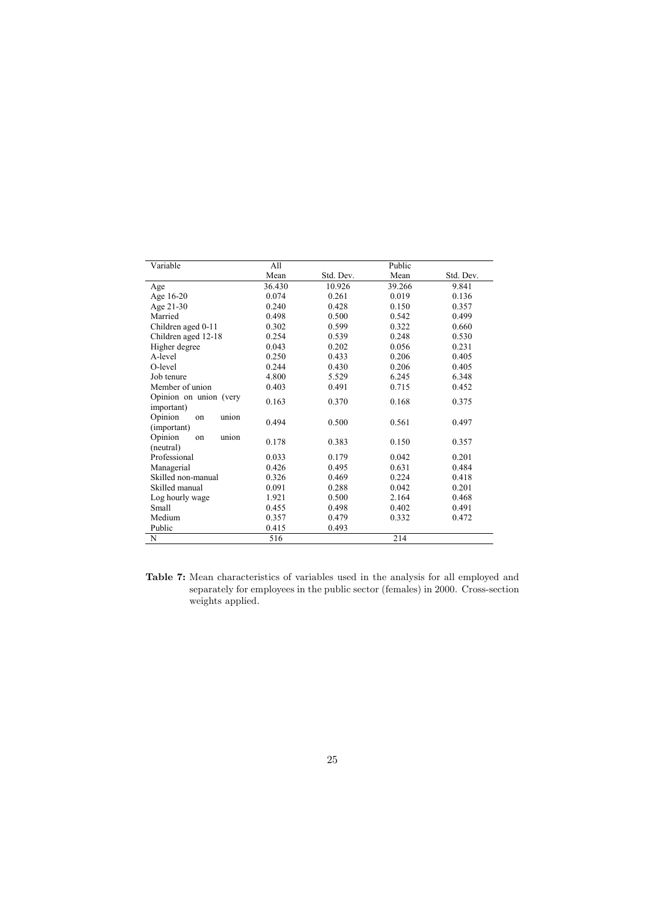| Variable | All | | Public | |
|---|---|---|---|---|
| | Mean | Std. Dev. | Mean | Std. Dev. |
| Age | 36.430 | 10.926 | 39.266 | 9.841 |
| Age 16-20 | 0.074 | 0.261 | 0.019 | 0.136 |
| Age 21-30 | 0.240 | 0.428 | 0.150 | 0.357 |
| Married | 0.498 | 0.500 | 0.542 | 0.499 |
| Children aged 0-11 | 0.302 | 0.599 | 0.322 | 0.660 |
| Children aged 12-18 | 0.254 | 0.539 | 0.248 | 0.530 |
| Higher degree | 0.043 | 0.202 | 0.056 | 0.231 |
| A-level | 0.250 | 0.433 | 0.206 | 0.405 |
| O-level | 0.244 | 0.430 | 0.206 | 0.405 |
| Job tenure | 4.800 | 5.529 | 6.245 | 6.348 |
| Member of union | 0.403 | 0.491 | 0.715 | 0.452 |
| Opinion on union (very important) | 0.163 | 0.370 | 0.168 | 0.375 |
| Opinion on union (important) | 0.494 | 0.500 | 0.561 | 0.497 |
| Opinion on union (neutral) | 0.178 | 0.383 | 0.150 | 0.357 |
| Professional | 0.033 | 0.179 | 0.042 | 0.201 |
| Managerial | 0.426 | 0.495 | 0.631 | 0.484 |
| Skilled non-manual | 0.326 | 0.469 | 0.224 | 0.418 |
| Skilled manual | 0.091 | 0.288 | 0.042 | 0.201 |
| Log hourly wage | 1.921 | 0.500 | 2.164 | 0.468 |
| Small | 0.455 | 0.498 | 0.402 | 0.491 |
| Medium | 0.357 | 0.479 | 0.332 | 0.472 |
| Public | 0.415 | 0.493 | | |
| N | 516 | | 214 | |

**Table 7:** Mean characteristics of variables used in the analysis for all employed and separately for employees in the public sector (females) in 2000. Cross-section weights applied.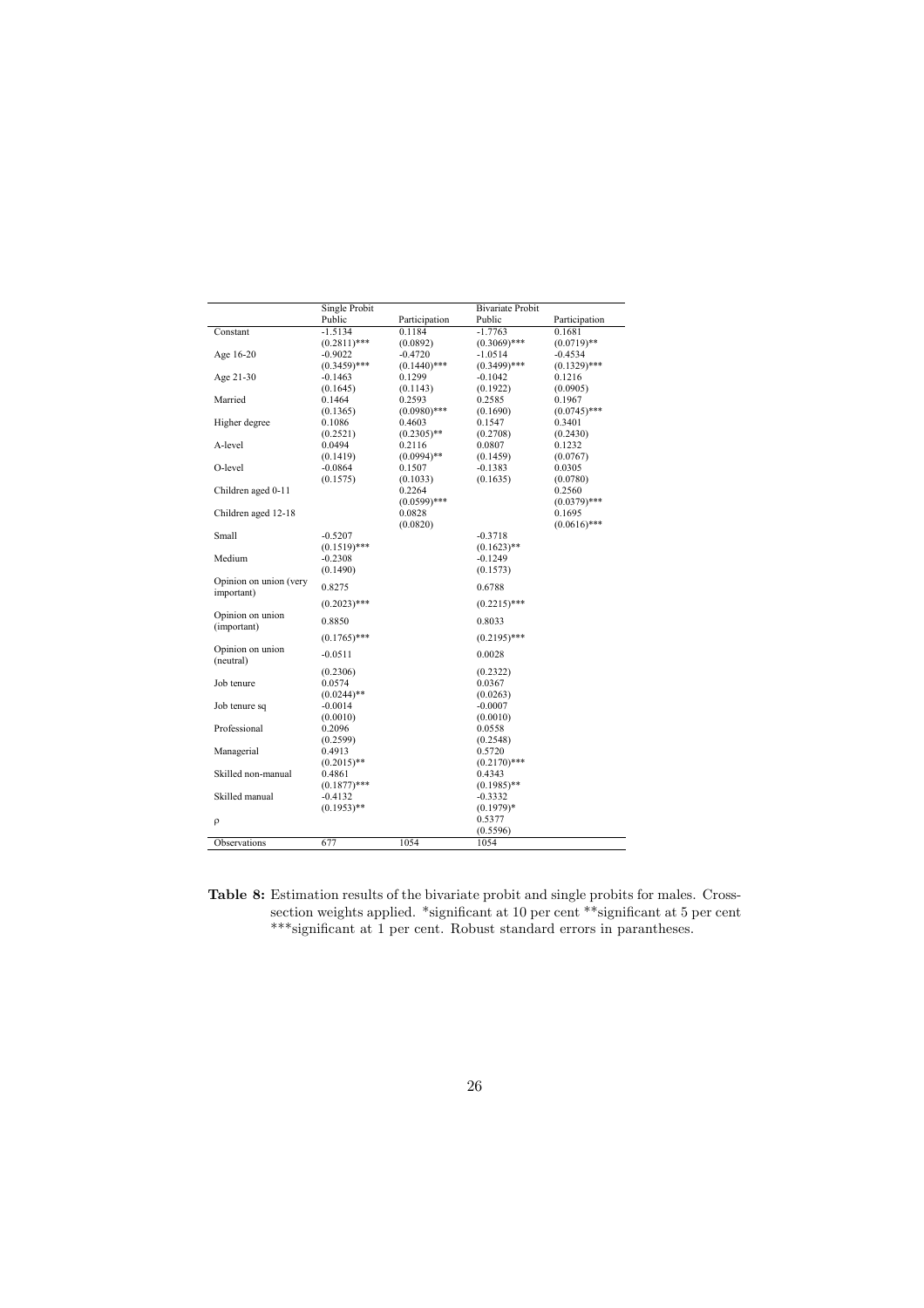| | Single Probit | | Bivariate Probit | |
|---|---|---|---|---|
| | Public | Participation | Public | Participation |
| Constant | -1.5134 | 0.1184 | -1.7763 | 0.1681 |
| | (0.2811)*** | (0.0892) | (0.3069)*** | (0.0719)** |
| Age 16-20 | -0.9022 | -0.4720 | -1.0514 | -0.4534 |
| | (0.3459)*** | (0.1440)*** | (0.3499)*** | (0.1329)*** |
| Age 21-30 | -0.1463 | 0.1299 | -0.1042 | 0.1216 |
| | (0.1645) | (0.1143) | (0.1922) | (0.0905) |
| Married | 0.1464 | 0.2593 | 0.2585 | 0.1967 |
| | (0.1365) | (0.0980)*** | (0.1690) | (0.0745)*** |
| Higher degree | 0.1086 | 0.4603 | 0.1547 | 0.3401 |
| | (0.2521) | (0.2305)** | (0.2708) | (0.2430) |
| A-level | 0.0494 | 0.2116 | 0.0807 | 0.1232 |
| | (0.1419) | (0.0994)** | (0.1459) | (0.0767) |
| O-level | -0.0864 | 0.1507 | -0.1383 | 0.0305 |
| | (0.1575) | (0.1033) | (0.1635) | (0.0780) |
| Children aged 0-11 | | 0.2264 | | 0.2560 |
| | | (0.0599)*** | | (0.0379)*** |
| Children aged 12-18 | | 0.0828 | | 0.1695 |
| | | (0.0820) | | (0.0616)*** |
| Small | -0.5207 | | -0.3718 | |
| | (0.1519)*** | | (0.1623)** | |
| Medium | -0.2308 | | -0.1249 | |
| | (0.1490) | | (0.1573) | |
| Opinion on union (very important) | 0.8275 | | 0.6788 | |
| | (0.2023)*** | | (0.2215)*** | |
| Opinion on union (important) | 0.8850 | | 0.8033 | |
| | (0.1765)*** | | (0.2195)*** | |
| Opinion on union (neutral) | -0.0511 | | 0.0028 | |
| | (0.2306) | | (0.2322) | |
| Job tenure | 0.0574 | | 0.0367 | |
| | (0.0244)** | | (0.0263) | |
| Job tenure sq | -0.0014 | | -0.0007 | |
| | (0.0010) | | (0.0010) | |
| Professional | 0.2096 | | 0.0558 | |
| | (0.2599) | | (0.2548) | |
| Managerial | 0.4913 | | 0.5720 | |
| | (0.2015)** | | (0.2170)*** | |
| Skilled non-manual | 0.4861 | | 0.4343 | |
| | (0.1877)*** | | (0.1985)** | |
| Skilled manual | -0.4132 | | -0.3332 | |
| | (0.1953)** | | (0.1979)* | |
| $\rho$ | | | 0.5377 | |
| | | | (0.5596) | |
| Observations | 677 | 1054 | 1054 | |

**Table 8:** Estimation results of the bivariate probit and single probits for males. Cross-section weights applied. *significant at 10 per cent **significant at 5 per cent ***significant at 1 per cent. Robust standard errors in parantheses.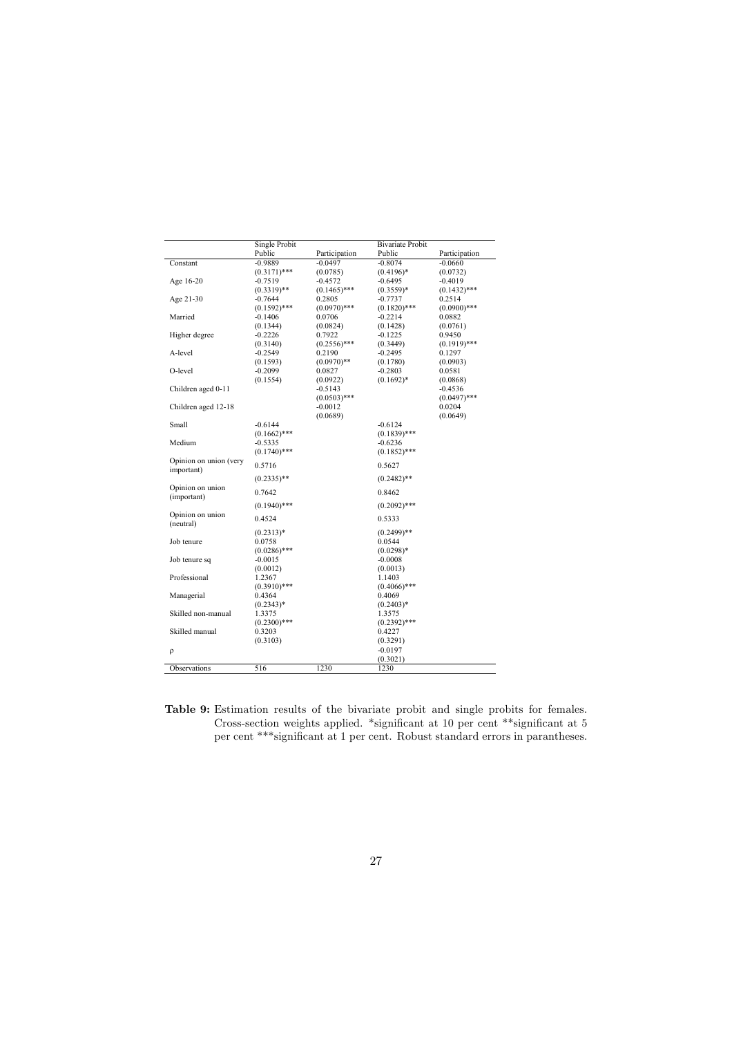| | Single Probit | | Bivariate Probit | |
|---|---|---|---|---|
| | Public | Participation | Public | Participation |
| Constant | -0.9889 | -0.0497 | -0.8074 | -0.0660 |
| | (0.3171)*** | (0.0785) | (0.4196)* | (0.0732) |
| Age 16-20 | -0.7519 | -0.4572 | -0.6495 | -0.4019 |
| | (0.3319)** | (0.1465)*** | (0.3559)* | (0.1432)*** |
| Age 21-30 | -0.7644 | 0.2805 | -0.7737 | 0.2514 |
| | (0.1592)*** | (0.0970)*** | (0.1820)*** | (0.0900)*** |
| Married | -0.1406 | 0.0706 | -0.2214 | 0.0882 |
| | (0.1344) | (0.0824) | (0.1428) | (0.0761) |
| Higher degree | -0.2226 | 0.7922 | -0.1225 | 0.9450 |
| | (0.3140) | (0.2556)*** | (0.3449) | (0.1919)*** |
| A-level | -0.2549 | 0.2190 | -0.2495 | 0.1297 |
| | (0.1593) | (0.0970)** | (0.1780) | (0.0903) |
| O-level | -0.2099 | 0.0827 | -0.2803 | 0.0581 |
| | (0.1554) | (0.0922) | (0.1692)* | (0.0868) |
| Children aged 0-11 | | -0.5143 | | -0.4536 |
| | | (0.0503)*** | | (0.0497)*** |
| Children aged 12-18 | | -0.0012 | | 0.0204 |
| | | (0.0689) | | (0.0649) |
| Small | -0.6144 | | -0.6124 | |
| | (0.1662)*** | | (0.1839)*** | |
| Medium | -0.5335 | | -0.6236 | |
| | (0.1740)*** | | (0.1852)*** | |
| Opinion on union (very important) | 0.5716 | | 0.5627 | |
| | (0.2335)** | | (0.2482)** | |
| Opinion on union (important) | 0.7642 | | 0.8462 | |
| | (0.1940)*** | | (0.2092)*** | |
| Opinion on union (neutral) | 0.4524 | | 0.5333 | |
| | (0.2313)* | | (0.2499)** | |
| Job tenure | 0.0758 | | 0.0544 | |
| | (0.0286)*** | | (0.0298)* | |
| Job tenure sq | -0.0015 | | -0.0008 | |
| | (0.0012) | | (0.0013) | |
| Professional | 1.2367 | | 1.1403 | |
| | (0.3910)*** | | (0.4066)*** | |
| Managerial | 0.4364 | | 0.4069 | |
| | (0.2343)* | | (0.2403)* | |
| Skilled non-manual | 1.3375 | | 1.3575 | |
| | (0.2300)*** | | (0.2392)*** | |
| Skilled manual | 0.3203 | | 0.4227 | |
| | (0.3103) | | (0.3291) | |
| $\rho$ | | | -0.0197 | |
| | | | (0.3021) | |
| Observations | 516 | 1230 | 1230 | |

**Table 9:** Estimation results of the bivariate probit and single probits for females. Cross-section weights applied. *significant at 10 per cent **significant at 5 per cent ***significant at 1 per cent. Robust standard errors in parantheses.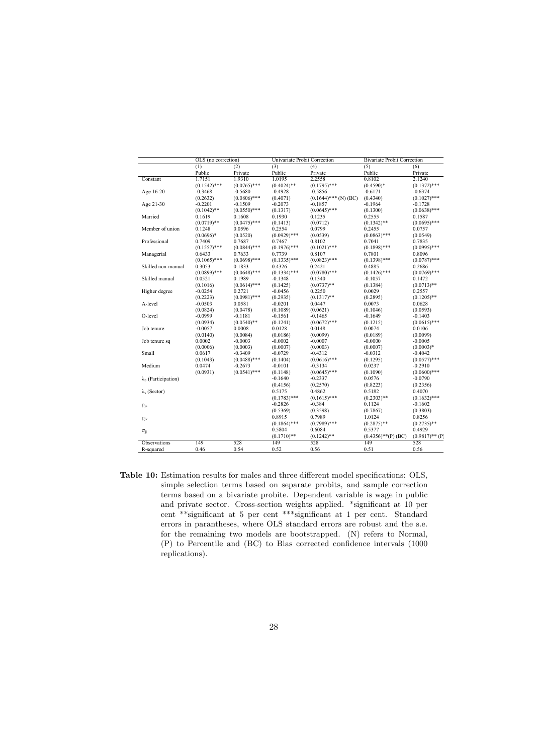| | OLS (no correction) | | Univariate Probit Correction | | Bivariate Probit Correction | |
|---|---|---|---|---|---|---|
| | (1) | (2) | (3) | (4) | (5) | (6) |
| | Public | Private | Public | Private | Public | Private |
| Constant | 1.7151 | 1.9310 | 1.0195 | 2.2558 | 0.8102 | 2.1240 |
| | (0.1542)*** | (0.0765)*** | (0.4024)** | (0.1795)*** | (0.4590)* | (0.1372)*** |
| Age 16-20 | -0.3468 | -0.5680 | -0.4928 | -0.5856 | -0.6171 | -0.6374 |
| | (0.2632) | (0.0806)*** | (0.4071) | (0.1644)*** (N) (BC) | (0.4340) | (0.1027)*** |
| Age 21-30 | -0.2201 | -0.1509 | -0.2073 | -0.1857 | -0.1964 | -0.1728 |
| | (0.1042)** | (0.0550)*** | (0.1317) | (0.0645)*** | (0.1300) | (0.0638)*** |
| Married | 0.1619 | 0.1608 | 0.1930 | 0.1235 | 0.2555 | 0.1587 |
| | (0.0719)** | (0.0475)*** | (0.1413) | (0.0712) | (0.1342)** | (0.0695)*** |
| Member of union | 0.1248 | 0.0596 | 0.2554 | 0.0799 | 0.2455 | 0.0757 |
| | (0.0696)* | (0.0520) | (0.0929)*** | (0.0539) | (0.0863)*** | (0.0549) |
| Professional | 0.7409 | 0.7687 | 0.7467 | 0.8102 | 0.7041 | 0.7835 |
| | (0.1557)*** | (0.0844)*** | (0.1976)*** | (0.1021)*** | (0.1898)*** | (0.0995)*** |
| Managerial | 0.6433 | 0.7633 | 0.7739 | 0.8107 | 0.7801 | 0.8096 |
| | (0.1065)*** | (0.0698)*** | (0.1335)*** | (0.0823)*** | (0.1398)*** | (0.0787)*** |
| Skilled non-manual | 0.3053 | 0.1833 | 0.4326 | 0.2421 | 0.4885 | 0.2686 |
| | (0.0899)*** | (0.0648)*** | (0.1334)*** | (0.0780)*** | (0.1426)*** | (0.0769)*** |
| Skilled manual | 0.0521 | 0.1989 | -0.1348 | 0.1340 | -0.1057 | 0.1472 |
| | (0.1016) | (0.0614)*** | (0.1425) | (0.0737)** | (0.1384) | (0.0713)** |
| Higher degree | -0.0254 | 0.2721 | -0.0456 | 0.2250 | 0.0029 | 0.2557 |
| | (0.2223) | (0.0981)*** | (0.2935) | (0.1317)** | (0.2895) | (0.1205)** |
| A-level | -0.0503 | 0.0581 | -0.0201 | 0.0447 | 0.0073 | 0.0628 |
| | (0.0824) | (0.0478) | (0.1089) | (0.0621) | (0.1046) | (0.0593) |
| O-level | -0.0999 | -0.1181 | -0.1561 | -0.1465 | -0.1649 | -0.1403 |
| | (0.0934) | (0.0540)** | (0.1241) | (0.0672)*** | (0.1215) | (0.0615)*** |
| Job tenure | -0.0057 | 0.0008 | 0.0128 | 0.0148 | 0.0074 | 0.0106 |
| | (0.0140) | (0.0084) | (0.0186) | (0.0099) | (0.0189) | (0.0099) |
| Job tenure sq | 0.0002 | -0.0003 | -0.0002 | -0.0007 | -0.0000 | -0.0005 |
| | (0.0006) | (0.0003) | (0.0007) | (0.0003) | (0.0007) | (0.0003)* |
| Small | 0.0617 | -0.3409 | -0.0729 | -0.4312 | -0.0312 | -0.4042 |
| | (0.1043) | (0.0488)*** | (0.1404) | (0.0616)*** | (0.1295) | (0.0577)*** |
| Medium | 0.0474 | -0.2673 | -0.0101 | -0.3134 | 0.0237 | -0.2910 |
| | (0.0931) | (0.0541)*** | (0.1148) | (0.0645)*** | (0.1090) | (0.0600)*** |
| $\lambda_p$ (Participation) | | | -0.1640 | -0.2337 | 0.0576 | -0.0790 |
| | | | (0.4156) | (0.2570) | (0.8223) | (0.2356) |
| $\lambda_s$ (Sector) | | | 0.5175 | 0.4862 | 0.5182 | 0.4070 |
| | | | (0.1783)*** | (0.1615)*** | (0.2303)** | (0.1632)*** |
| $\rho_{ju}$ | | | -0.2826 | -0.384 | 0.1124 | -0.1602 |
| | | | (0.5369) | (0.3598) | (0.7867) | (0.3803) |
| $\rho_{jv}$ | | | 0.8915 | 0.7989 | 1.0124 | 0.8256 |
| | | | (0.1864)*** | (0.7989)*** | (0.2875)** | (0.2735)** |
| $\sigma_{jj}$ | | | 0.5804 | 0.6084 | 0.5377 | 0.4929 |
| | | | (0.1710)** | (0.1242)** | (0.4356)**(P) (BC) | (0.9817)** (P) |
| Observations | 149 | 528 | 149 | 528 | 149 | 528 |
| R-squared | 0.46 | 0.54 | 0.52 | 0.56 | 0.51 | 0.56 |

**Table 10:** Estimation results for males and three different model specifications: OLS, simple selection terms based on separate probits, and sample correction terms based on a bivariate probite. Dependent variable is wage in public and private sector. Cross-section weights applied. *significant at 10 per cent **significant at 5 per cent ***significant at 1 per cent. Standard errors in parantheses, where OLS standard errors are robust and the s.e. for the remaining two models are bootstrapped. (N) refers to Normal, (P) to Percentile and (BC) to Bias corrected confidence intervals (1000 replications).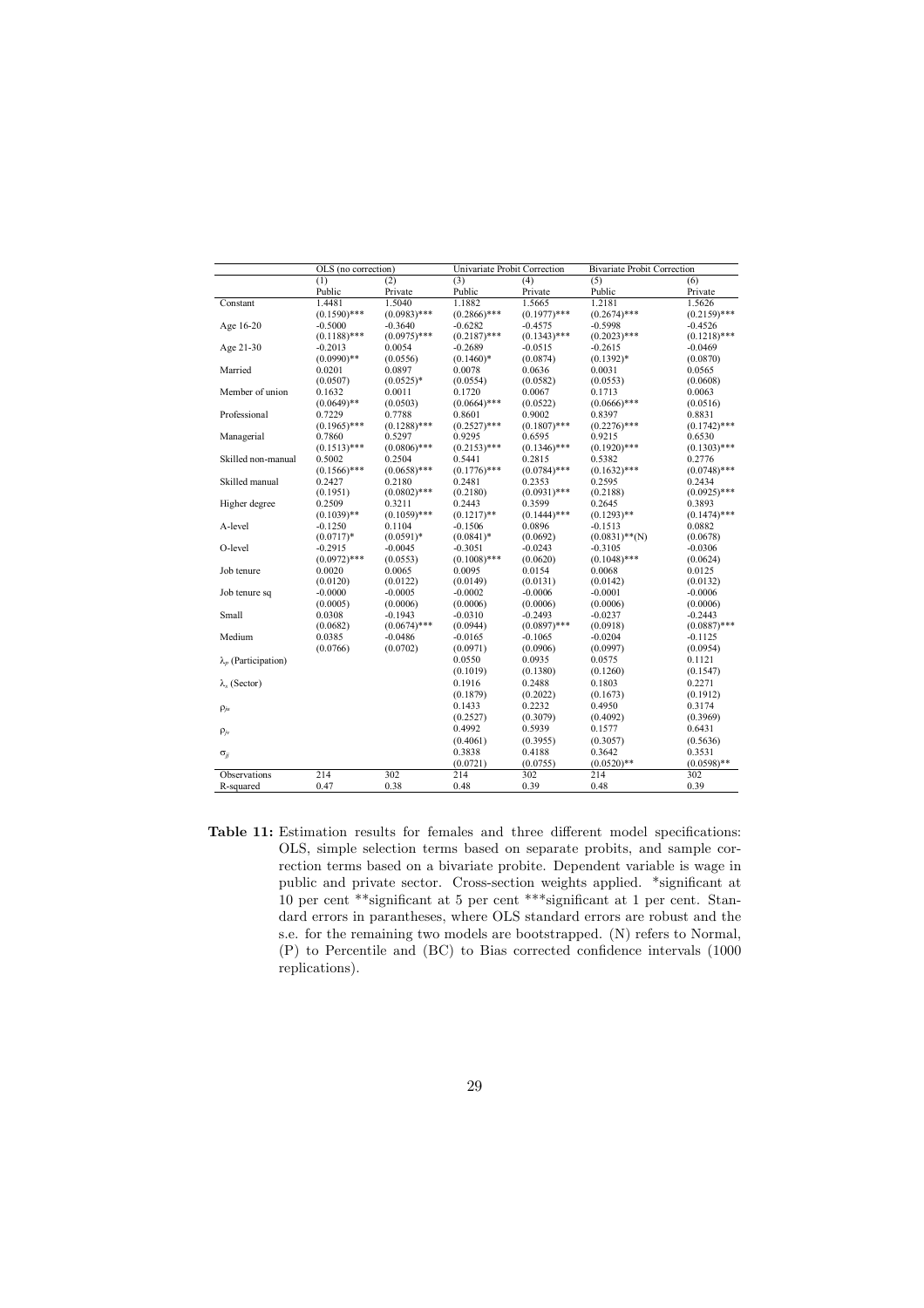| | OLS (no correction) | | Univariate Probit Correction | | Bivariate Probit Correction | |
|---|---|---|---|---|---|---|
| | (1) | (2) | (3) | (4) | (5) | (6) |
| | Public | Private | Public | Private | Public | Private |
| Constant | 1.4481 | 1.5040 | 1.1882 | 1.5665 | 1.2181 | 1.5626 |
| | (0.1590)*** | (0.0983)*** | (0.2866)*** | (0.1977)*** | (0.2674)*** | (0.2159)*** |
| Age 16-20 | -0.5000 | -0.3640 | -0.6282 | -0.4575 | -0.5998 | -0.4526 |
| | (0.1188)*** | (0.0975)*** | (0.2187)*** | (0.1343)*** | (0.2023)*** | (0.1218)*** |
| Age 21-30 | -0.2013 | 0.0054 | -0.2689 | -0.0515 | -0.2615 | -0.0469 |
| | (0.0990)** | (0.0556) | (0.1460)* | (0.0874) | (0.1392)* | (0.0870) |
| Married | 0.0201 | 0.0897 | 0.0078 | 0.0636 | 0.0031 | 0.0565 |
| | (0.0507) | (0.0525)* | (0.0554) | (0.0582) | (0.0553) | (0.0608) |
| Member of union | 0.1632 | 0.0011 | 0.1720 | 0.0067 | 0.1713 | 0.0063 |
| | (0.0649)** | (0.0503) | (0.0664)*** | (0.0522) | (0.0666)*** | (0.0516) |
| Professional | 0.7229 | 0.7788 | 0.8601 | 0.9002 | 0.8397 | 0.8831 |
| | (0.1965)*** | (0.1288)*** | (0.2527)*** | (0.1807)*** | (0.2276)*** | (0.1742)*** |
| Managerial | 0.7860 | 0.5297 | 0.9295 | 0.6595 | 0.9215 | 0.6530 |
| | (0.1513)*** | (0.0806)*** | (0.2153)*** | (0.1346)*** | (0.1920)*** | (0.1303)*** |
| Skilled non-manual | 0.5002 | 0.2504 | 0.5441 | 0.2815 | 0.5382 | 0.2776 |
| | (0.1566)*** | (0.0658)*** | (0.1776)*** | (0.0784)*** | (0.1632)*** | (0.0748)*** |
| Skilled manual | 0.2427 | 0.2180 | 0.2481 | 0.2353 | 0.2595 | 0.2434 |
| | (0.1951) | (0.0802)*** | (0.2180) | (0.0931)*** | (0.2188) | (0.0925)*** |
| Higher degree | 0.2509 | 0.3211 | 0.2443 | 0.3599 | 0.2645 | 0.3893 |
| | (0.1039)** | (0.1059)*** | (0.1217)** | (0.1444)*** | (0.1293)** | (0.1474)*** |
| A-level | -0.1250 | 0.1104 | -0.1506 | 0.0896 | -0.1513 | 0.0882 |
| | (0.0717)* | (0.0591)* | (0.0841)* | (0.0692) | (0.0831)**(N) | (0.0678) |
| O-level | -0.2915 | -0.0045 | -0.3051 | -0.0243 | -0.3105 | -0.0306 |
| | (0.0972)*** | (0.0553) | (0.1008)*** | (0.0620) | (0.1048)*** | (0.0624) |
| Job tenure | 0.0020 | 0.0065 | 0.0095 | 0.0154 | 0.0068 | 0.0125 |
| | (0.0120) | (0.0122) | (0.0149) | (0.0131) | (0.0142) | (0.0132) |
| Job tenure sq | -0.0000 | -0.0005 | -0.0002 | -0.0006 | -0.0001 | -0.0006 |
| | (0.0005) | (0.0006) | (0.0006) | (0.0006) | (0.0006) | (0.0006) |
| Small | 0.0308 | -0.1943 | -0.0310 | -0.2493 | -0.0237 | -0.2443 |
| | (0.0682) | (0.0674)*** | (0.0944) | (0.0897)*** | (0.0918) | (0.0887)*** |
| Medium | 0.0385 | -0.0486 | -0.0165 | -0.1065 | -0.0204 | -0.1125 |
| | (0.0766) | (0.0702) | (0.0971) | (0.0906) | (0.0997) | (0.0954) |
| $\lambda_p$ (Participation) | | | 0.0550 | 0.0935 | 0.0575 | 0.1121 |
| | | | (0.1019) | (0.1380) | (0.1260) | (0.1547) |
| $\lambda_s$ (Sector) | | | 0.1916 | 0.2488 | 0.1803 | 0.2271 |
| | | | (0.1879) | (0.2022) | (0.1673) | (0.1912) |
| $\rho_{jw}$ | | | 0.1433 | 0.2232 | 0.4950 | 0.3174 |
| | | | (0.2527) | (0.3079) | (0.4092) | (0.3969) |
| $\rho_{js}$ | | | 0.4992 | 0.5939 | 0.1577 | 0.6431 |
| | | | (0.4061) | (0.3955) | (0.3057) | (0.5636) |
| $\sigma_{jj}$ | | | 0.3838 | 0.4188 | 0.3642 | 0.3531 |
| | | | (0.0721) | (0.0755) | (0.0520)** | (0.0598)** |
| Observations | 214 | 302 | 214 | 302 | 214 | 302 |
| R-squared | 0.47 | 0.38 | 0.48 | 0.39 | 0.48 | 0.39 |

**Table 11:** Estimation results for females and three different model specifications: OLS, simple selection terms based on separate probits, and sample correction terms based on a bivariate probite. Dependent variable is wage in public and private sector. Cross-section weights applied. *significant at 10 per cent **significant at 5 per cent ***significant at 1 per cent. Standard errors in parantheses, where OLS standard errors are robust and the s.e. for the remaining two models are bootstrapped. (N) refers to Normal, (P) to Percentile and (BC) to Bias corrected confidence intervals (1000 replications).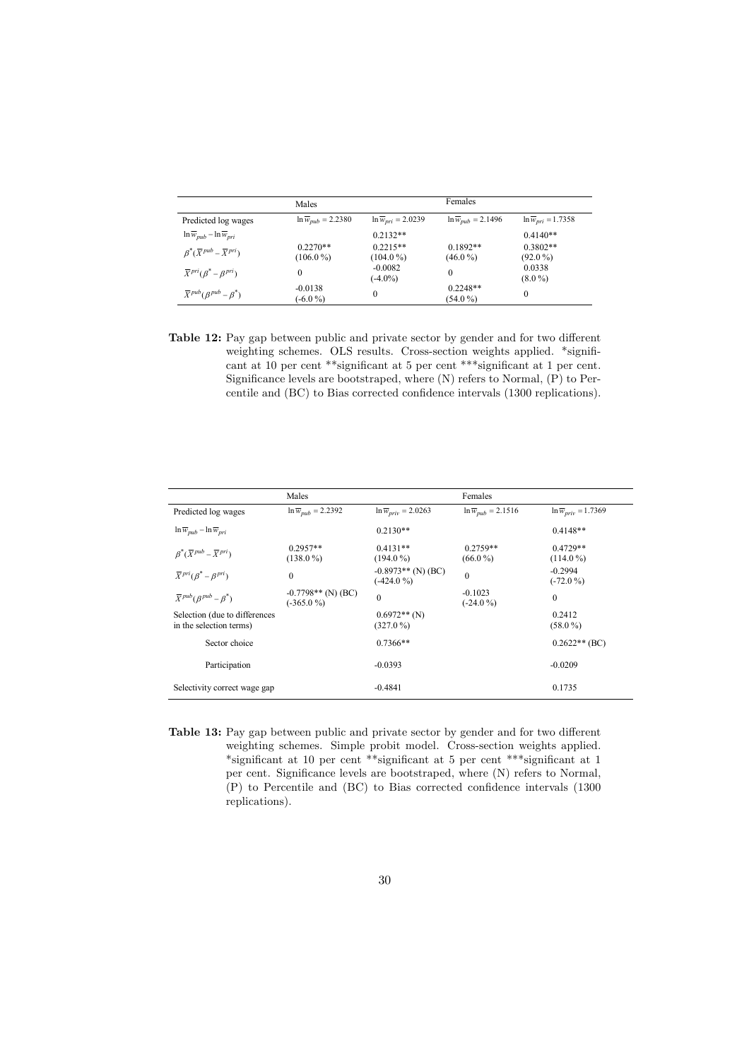| | Males | | Females | |
|---|---|---|---|---|
| Predicted log wages | $\ln \overline{w}_{pub} = 2.2380$ | $\ln \overline{w}_{pri} = 2.0239$ | $\ln \overline{w}_{pub} = 2.1496$ | $\ln \overline{w}_{pri} = 1.7358$ |
| $\ln \overline{w}_{pub} - \ln \overline{w}_{pri}$ | | 0.2132** | | 0.4140** |
| $\beta^{*}(\overline{X}^{pub} - \overline{X}^{pri})$ | 0.2270** (106.0 %) | 0.2215** (104.0 %) | 0.1892** (46.0 %) | 0.3802** (92.0 %) |
| $\overline{X}^{pri}(\beta^{*} - \beta^{pri})$ | 0 | -0.0082 (-4.0%) | 0 | 0.0338 (8.0 %) |
| $\overline{X}^{pub}(\beta^{pub} - \beta^{*})$ | -0.0138 (-6.0 %) | 0 | 0.2248** (54.0 %) | 0 |

**Table 12:** Pay gap between public and private sector by gender and for two different weighting schemes. OLS results. Cross-section weights applied. *significant at 10 per cent **significant at 5 per cent ***significant at 1 per cent. Significance levels are bootstraped, where (N) refers to Normal, (P) to Percentile and (BC) to Bias corrected confidence intervals (1300 replications).

| | Males | | Females | |
|---|---|---|---|---|
| Predicted log wages | $\ln \overline{w}_{pub} = 2.2392$ | $\ln \overline{w}_{priv} = 2.0263$ | $\ln \overline{w}_{pub} = 2.1516$ | $\ln \overline{w}_{priv} = 1.7369$ |
| $\ln \overline{w}_{pub} - \ln \overline{w}_{pri}$ | | 0.2130** | | 0.4148** |
| $\beta^{*}(\overline{X}^{pub} - \overline{X}^{pri})$ | 0.2957** (138.0 %) | 0.4131** (194.0 %) | 0.2759** (66.0 %) | 0.4729** (114.0 %) |
| $\overline{X}^{pri}(\beta^{*} - \beta^{pri})$ | 0 | -0.8973** (N) (BC) (-424.0 %) | 0 | -0.2994 (-72.0 %) |
| $\overline{X}^{pub}(\beta^{pub} - \beta^{*})$ | -0.7798** (N) (BC) (-365.0 %) | 0 | -0.1023 (-24.0 %) | 0 |
| Selection (due to differences in the selection terms) | | 0.6972** (N) (327.0 %) | | 0.2412 (58.0 %) |
| Sector choice | | 0.7366** | | 0.2622** (BC) |
| Participation | | -0.0393 | | -0.0209 |
| Selectivity correct wage gap | | -0.4841 | | 0.1735 |

**Table 13:** Pay gap between public and private sector by gender and for two different weighting schemes. Simple probit model. Cross-section weights applied. *significant at 10 per cent **significant at 5 per cent ***significant at 1 per cent. Significance levels are bootstraped, where (N) refers to Normal, (P) to Percentile and (BC) to Bias corrected confidence intervals (1300 replications).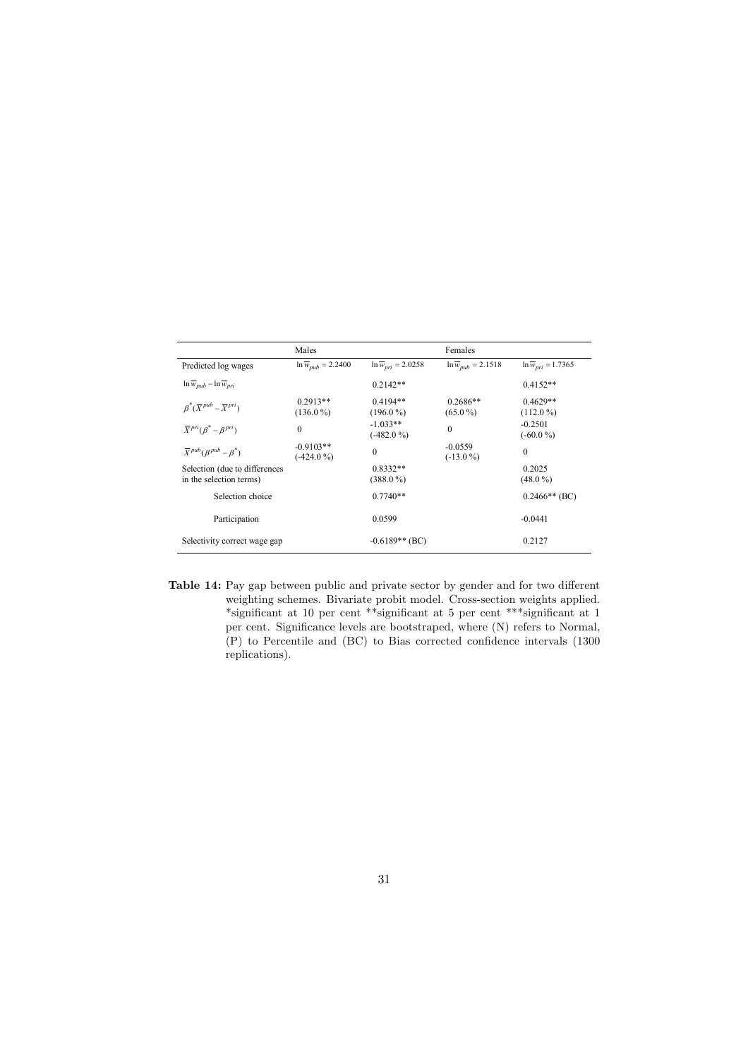| | Males | | Females | |
|---|---|---|---|---|
| Predicted log wages | $\ln \overline{w}_{pub} = 2.2400$ | $\ln \overline{w}_{pri} = 2.0258$ | $\ln \overline{w}_{pub} = 2.1518$ | $\ln \overline{w}_{pri} = 1.7365$ |
| $\ln \overline{w}_{pub} - \ln \overline{w}_{pri}$ | | 0.2142** | | 0.4152** |
| $\beta^{*}(\overline{X}^{pub} - \overline{X}^{pri})$ | 0.2913** (136.0 %) | 0.4194** (196.0 %) | 0.2686** (65.0 %) | 0.4629** (112.0 %) |
| $\overline{X}^{pri}(\beta^{*} - \beta^{pri})$ | 0 | -1.033** (-482.0 %) | 0 | -0.2501 (-60.0 %) |
| $\overline{X}^{pub}(\beta^{pub} - \beta^{*})$ | -0.9103** (-424.0 %) | 0 | -0.0559 (-13.0 %) | 0 |
| Selection (due to differences in the selection terms) | | 0.8332** (388.0 %) | | 0.2025 (48.0 %) |
| Selection choice | | 0.7740** | | 0.2466** (BC) |
| Participation | | 0.0599 | | -0.0441 |
| Selectivity correct wage gap | | -0.6189** (BC) | | 0.2127 |

**Table 14:** Pay gap between public and private sector by gender and for two different weighting schemes. Bivariate probit model. Cross-section weights applied. *significant at 10 per cent **significant at 5 per cent ***significant at 1 per cent. Significance levels are bootstraped, where (N) refers to Normal, (P) to Percentile and (BC) to Bias corrected confidence intervals (1300 replications).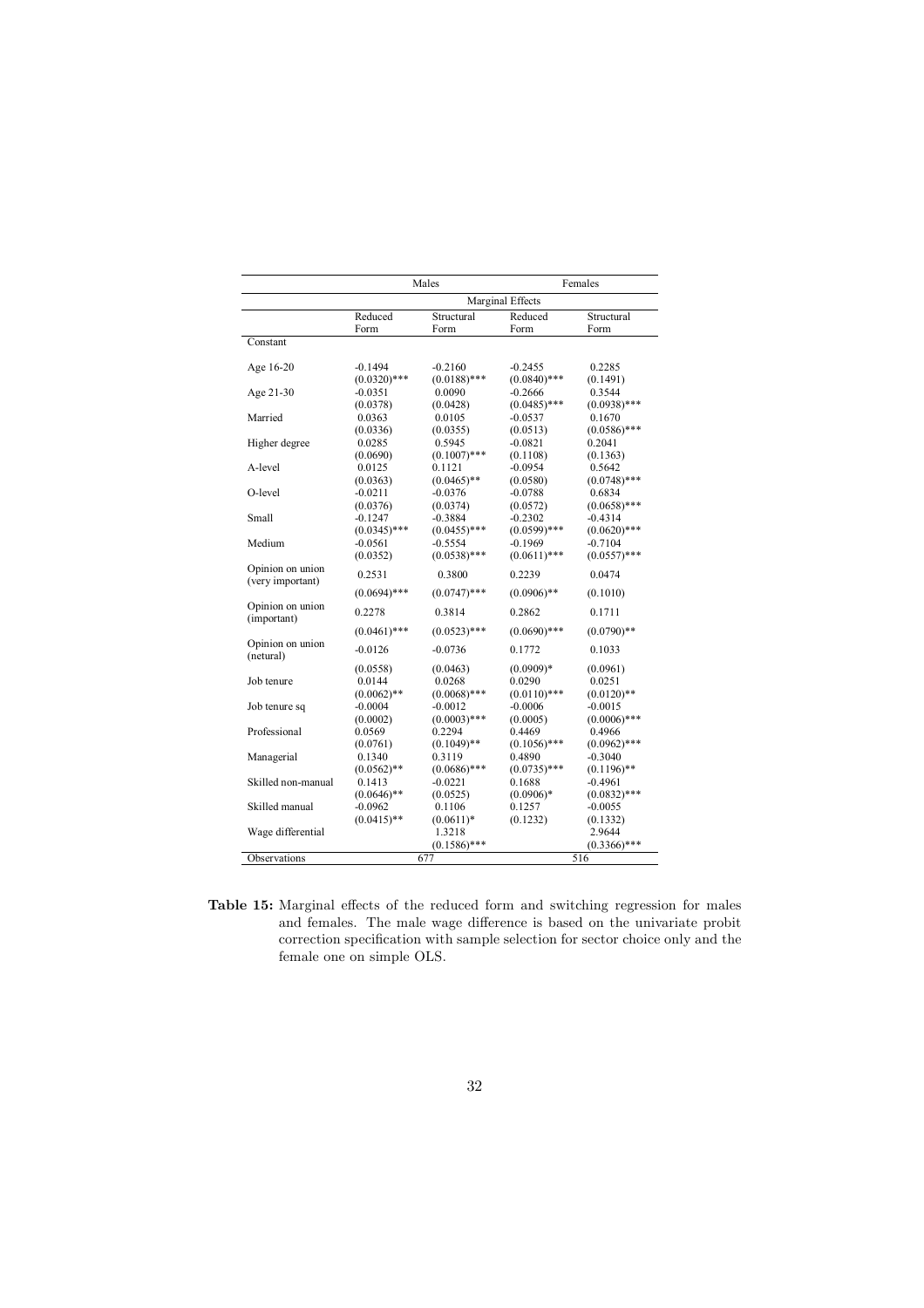| | Males | | Females | |
|---|---|---|---|---|
| | Marginal Effects | | | |
| | Reduced Form | Structural Form | Reduced Form | Structural Form |
| Constant | | | | |
| Age 16-20 | -0.1494 | -0.2160 | -0.2455 | 0.2285 |
| | (0.0320)*** | (0.0188)*** | (0.0840)*** | (0.1491) |
| Age 21-30 | -0.0351 | 0.0090 | -0.2666 | 0.3544 |
| | (0.0378) | (0.0428) | (0.0485)*** | (0.0938)*** |
| Married | 0.0363 | 0.0105 | -0.0537 | 0.1670 |
| | (0.0336) | (0.0355) | (0.0513) | (0.0586)*** |
| Higher degree | 0.0285 | 0.5945 | -0.0821 | 0.2041 |
| | (0.0690) | (0.1007)*** | (0.1108) | (0.1363) |
| A-level | 0.0125 | 0.1121 | -0.0954 | 0.5642 |
| | (0.0363) | (0.0465)** | (0.0580) | (0.0748)*** |
| O-level | -0.0211 | -0.0376 | -0.0788 | 0.6834 |
| | (0.0376) | (0.0374) | (0.0572) | (0.0658)*** |
| Small | -0.1247 | -0.3884 | -0.2302 | -0.4314 |
| | (0.0345)*** | (0.0455)*** | (0.0599)*** | (0.0620)*** |
| Medium | -0.0561 | -0.5554 | -0.1969 | -0.7104 |
| | (0.0352) | (0.0538)*** | (0.0611)*** | (0.0557)*** |
| Opinion on union (very important) | 0.2531 | 0.3800 | 0.2239 | 0.0474 |
| | (0.0694)*** | (0.0747)*** | (0.0906)** | (0.1010) |
| Opinion on union (important) | 0.2278 | 0.3814 | 0.2862 | 0.1711 |
| | (0.0461)*** | (0.0523)*** | (0.0690)*** | (0.0790)** |
| Opinion on union (netural) | -0.0126 | -0.0736 | 0.1772 | 0.1033 |
| | (0.0558) | (0.0463) | (0.0909)* | (0.0961) |
| Job tenure | 0.0144 | 0.0268 | 0.0290 | 0.0251 |
| | (0.0062)** | (0.0068)*** | (0.0110)*** | (0.0120)** |
| Job tenure sq | -0.0004 | -0.0012 | -0.0006 | -0.0015 |
| | (0.0002) | (0.0003)*** | (0.0005) | (0.0006)*** |
| Professional | 0.0569 | 0.2294 | 0.4469 | 0.4966 |
| | (0.0761) | (0.1049)** | (0.1056)*** | (0.0962)*** |
| Managerial | 0.1340 | 0.3119 | 0.4890 | -0.3040 |
| | (0.0562)** | (0.0686)*** | (0.0735)*** | (0.1196)** |
| Skilled non-manual | 0.1413 | -0.0221 | 0.1688 | -0.4961 |
| | (0.0646)** | (0.0525) | (0.0906)* | (0.0832)*** |
| Skilled manual | -0.0962 | 0.1106 | 0.1257 | -0.0055 |
| | (0.0415)** | (0.0611)* | (0.1232) | (0.1332) |
| Wage differential | | 1.3218 | | 2.9644 |
| | | (0.1586)*** | | (0.3366)*** |
| Observations | 677 | | 516 | |

**Table 15:** Marginal effects of the reduced form and switching regression for males and females. The male wage difference is based on the univariate probit correction specification with sample selection for sector choice only and the female one on simple OLS.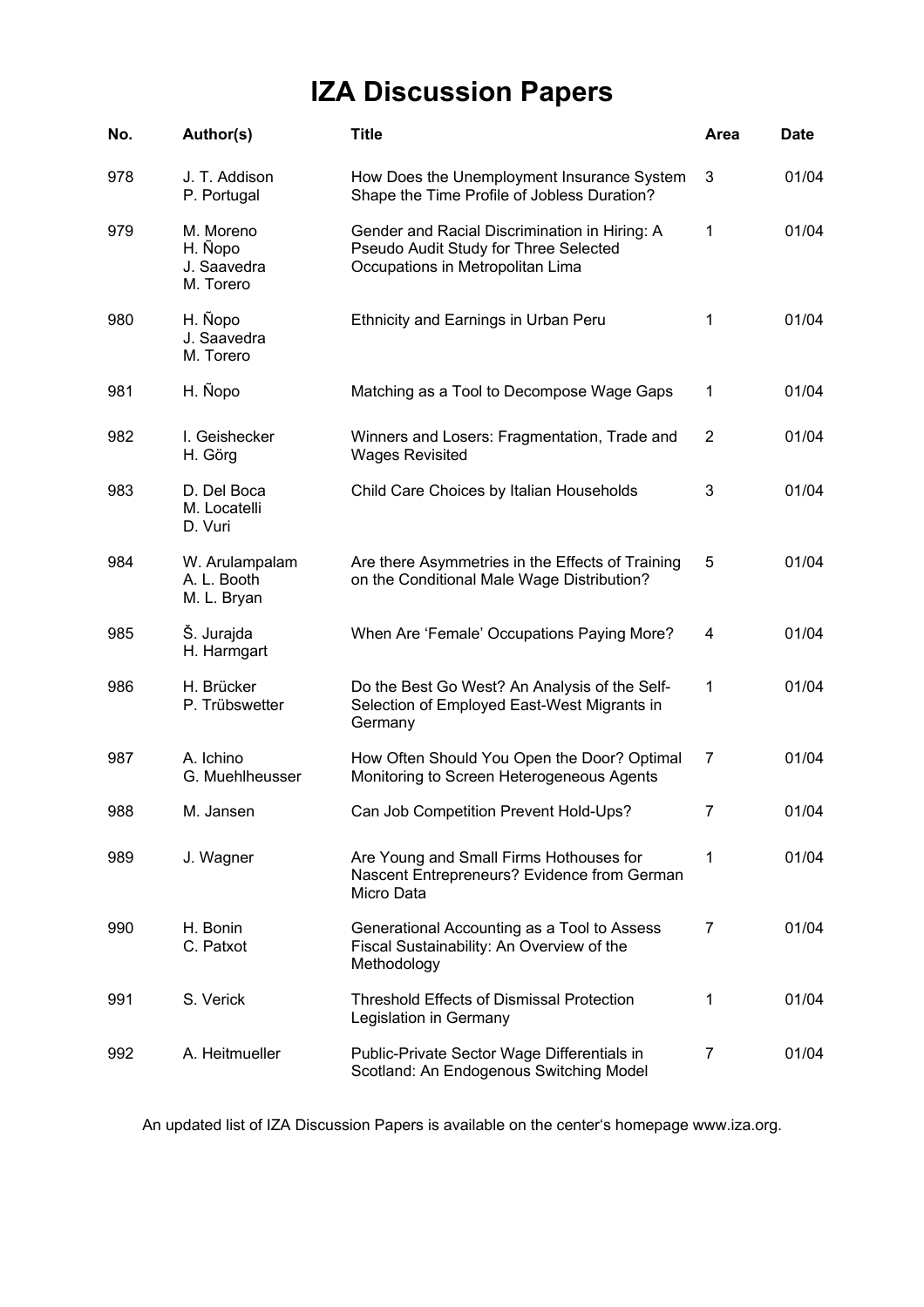# IZA Discussion Papers

| No. | Author(s) | Title | Area | Date |
|---|---|---|---|---|
| 978 | J. T. Addison<br>P. Portugal | How Does the Unemployment Insurance System Shape the Time Profile of Jobless Duration? | 3 | 01/04 |
| 979 | M. Moreno<br>H. Ñopo<br>J. Saavedra<br>M. Torero | Gender and Racial Discrimination in Hiring: A Pseudo Audit Study for Three Selected Occupations in Metropolitan Lima | 1 | 01/04 |
| 980 | H. Ñopo<br>J. Saavedra<br>M. Torero | Ethnicity and Earnings in Urban Peru | 1 | 01/04 |
| 981 | H. Ñopo | Matching as a Tool to Decompose Wage Gaps | 1 | 01/04 |
| 982 | I. Geishecker<br>H. Görg | Winners and Losers: Fragmentation, Trade and Wages Revisited | 2 | 01/04 |
| 983 | D. Del Boca<br>M. Locatelli<br>D. Vuri | Child Care Choices by Italian Households | 3 | 01/04 |
| 984 | W. Arulampalam<br>A. L. Booth<br>M. L. Bryan | Are there Asymmetries in the Effects of Training on the Conditional Male Wage Distribution? | 5 | 01/04 |
| 985 | Š. Jurajda<br>H. Harmgart | When Are 'Female' Occupations Paying More? | 4 | 01/04 |
| 986 | H. Brücker<br>P. Trübswetter | Do the Best Go West? An Analysis of the Self-Selection of Employed East-West Migrants in Germany | 1 | 01/04 |
| 987 | A. Ichino<br>G. Muehlheusser | How Often Should You Open the Door? Optimal Monitoring to Screen Heterogeneous Agents | 7 | 01/04 |
| 988 | M. Jansen | Can Job Competition Prevent Hold-Ups? | 7 | 01/04 |
| 989 | J. Wagner | Are Young and Small Firms Hothouses for Nascent Entrepreneurs? Evidence from German Micro Data | 1 | 01/04 |
| 990 | H. Bonin<br>C. Patxot | Generational Accounting as a Tool to Assess Fiscal Sustainability: An Overview of the Methodology | 7 | 01/04 |
| 991 | S. Verick | Threshold Effects of Dismissal Protection Legislation in Germany | 1 | 01/04 |
| 992 | A. Heitmueller | Public-Private Sector Wage Differentials in Scotland: An Endogenous Switching Model | 7 | 01/04 |

An updated list of IZA Discussion Papers is available on the center's homepage www.iza.org.